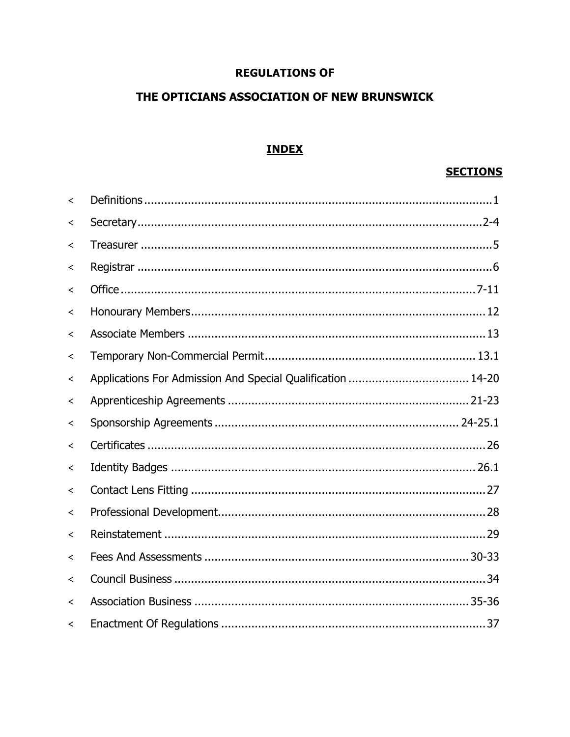**REGULATIONS OF**

**THE OPTICIANS ASSOCIATION OF NEW BRUNSWICK**

## INDEX

| | **SECTIONS** |
|---|---|
| < Definitions | 1 |
| < Secretary | 2-4 |
| < Treasurer | 5 |
| < Registrar | 6 |
| < Office | 7-11 |
| < Honourary Members | 12 |
| < Associate Members | 13 |
| < Temporary Non-Commercial Permit | 13.1 |
| < Applications For Admission And Special Qualification | 14-20 |
| < Apprenticeship Agreements | 21-23 |
| < Sponsorship Agreements | 24-25.1 |
| < Certificates | 26 |
| < Identity Badges | 26.1 |
| < Contact Lens Fitting | 27 |
| < Professional Development | 28 |
| < Reinstatement | 29 |
| < Fees And Assessments | 30-33 |
| < Council Business | 34 |
| < Association Business | 35-36 |
| < Enactment Of Regulations | 37 |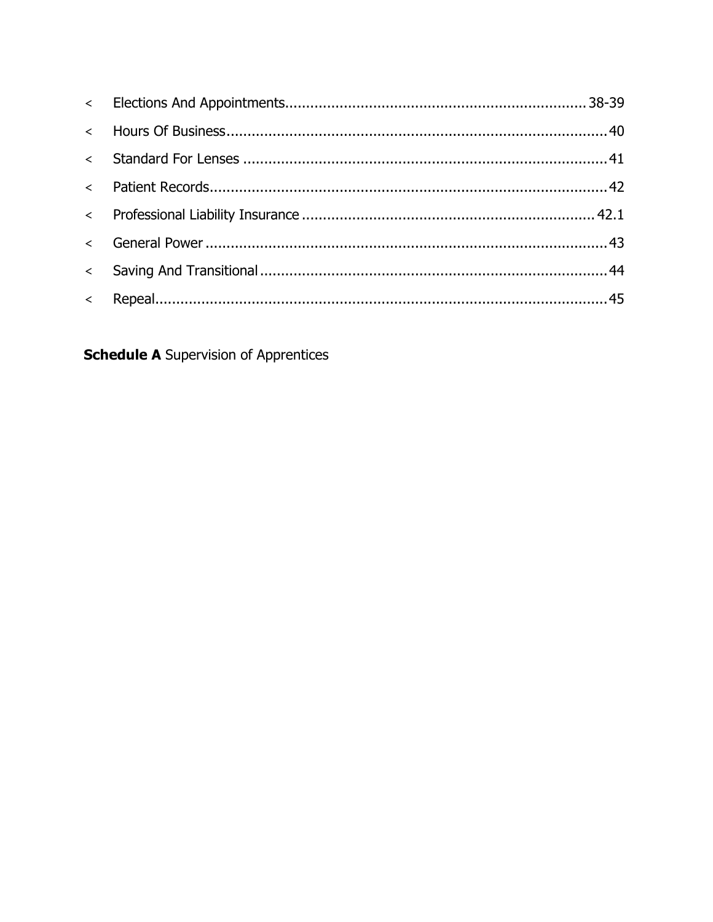- Elections And Appointments ........ 38-39
- Hours Of Business ........ 40
- Standard For Lenses ........ 41
- Patient Records ........ 42
- Professional Liability Insurance ........ 42.1
- General Power ........ 43
- Saving And Transitional ........ 44
- Repeal ........ 45

**Schedule A** Supervision of Apprentices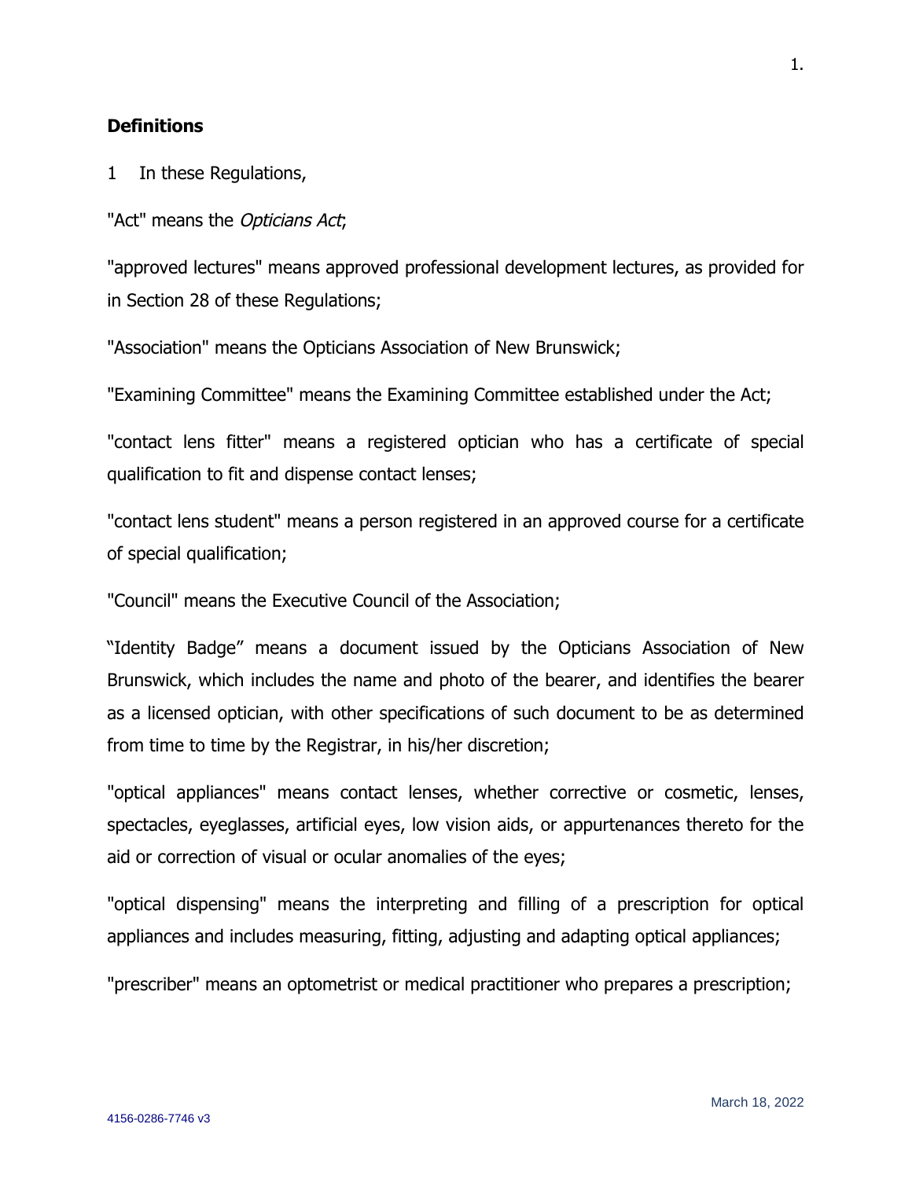## Definitions

1 In these Regulations,

"Act" means the *Opticians Act*;

"approved lectures" means approved professional development lectures, as provided for in Section 28 of these Regulations;

"Association" means the Opticians Association of New Brunswick;

"Examining Committee" means the Examining Committee established under the Act;

"contact lens fitter" means a registered optician who has a certificate of special qualification to fit and dispense contact lenses;

"contact lens student" means a person registered in an approved course for a certificate of special qualification;

"Council" means the Executive Council of the Association;

“Identity Badge” means a document issued by the Opticians Association of New Brunswick, which includes the name and photo of the bearer, and identifies the bearer as a licensed optician, with other specifications of such document to be as determined from time to time by the Registrar, in his/her discretion;

"optical appliances" means contact lenses, whether corrective or cosmetic, lenses, spectacles, eyeglasses, artificial eyes, low vision aids, or appurtenances thereto for the aid or correction of visual or ocular anomalies of the eyes;

"optical dispensing" means the interpreting and filling of a prescription for optical appliances and includes measuring, fitting, adjusting and adapting optical appliances;

"prescriber" means an optometrist or medical practitioner who prepares a prescription;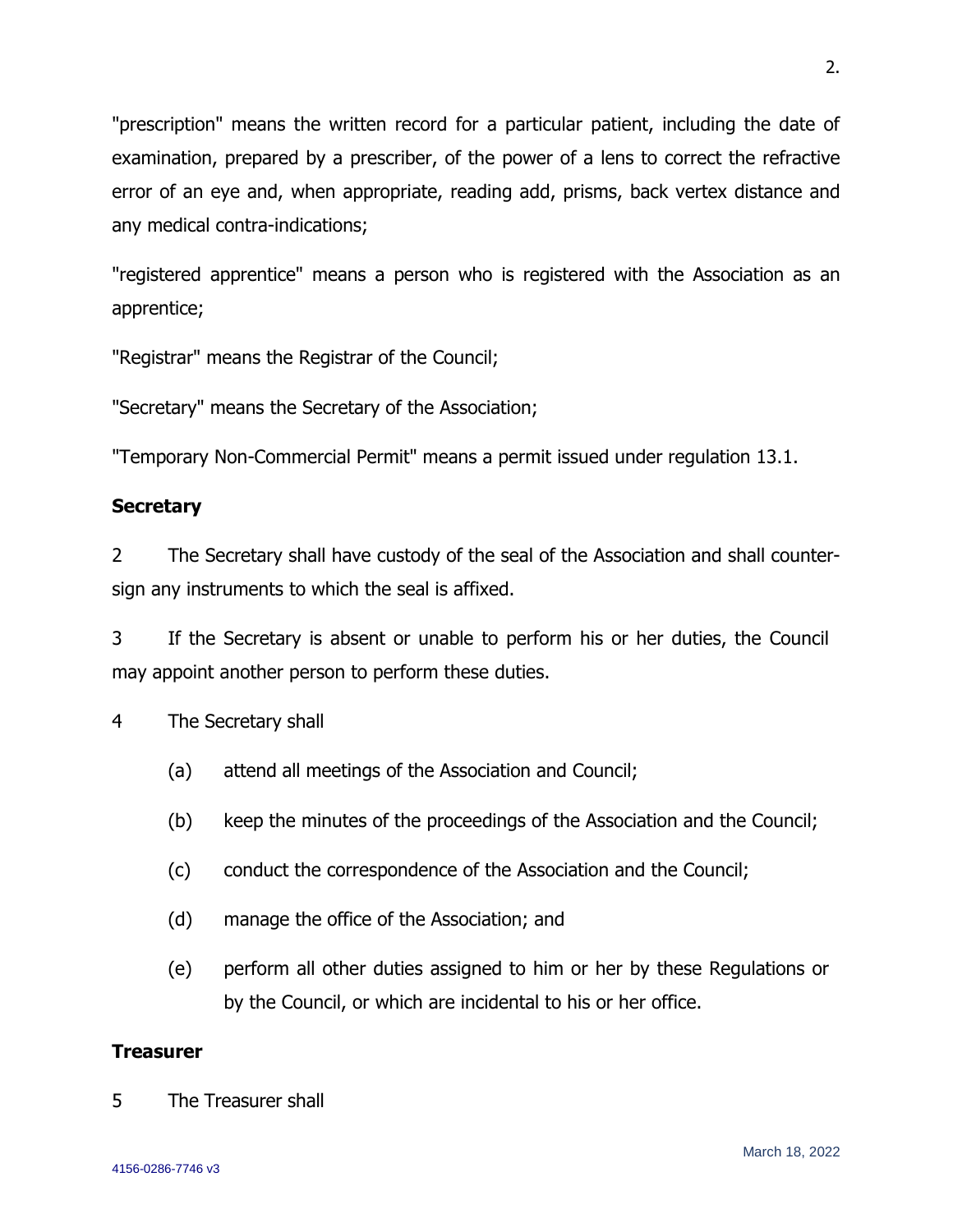"prescription" means the written record for a particular patient, including the date of examination, prepared by a prescriber, of the power of a lens to correct the refractive error of an eye and, when appropriate, reading add, prisms, back vertex distance and any medical contra-indications;

"registered apprentice" means a person who is registered with the Association as an apprentice;

"Registrar" means the Registrar of the Council;

"Secretary" means the Secretary of the Association;

"Temporary Non-Commercial Permit" means a permit issued under regulation 13.1.

**Secretary**

2 The Secretary shall have custody of the seal of the Association and shall counter-sign any instruments to which the seal is affixed.

3 If the Secretary is absent or unable to perform his or her duties, the Council may appoint another person to perform these duties.

4 The Secretary shall

(a) attend all meetings of the Association and Council;

(b) keep the minutes of the proceedings of the Association and the Council;

(c) conduct the correspondence of the Association and the Council;

(d) manage the office of the Association; and

(e) perform all other duties assigned to him or her by these Regulations or by the Council, or which are incidental to his or her office.

**Treasurer**

5 The Treasurer shall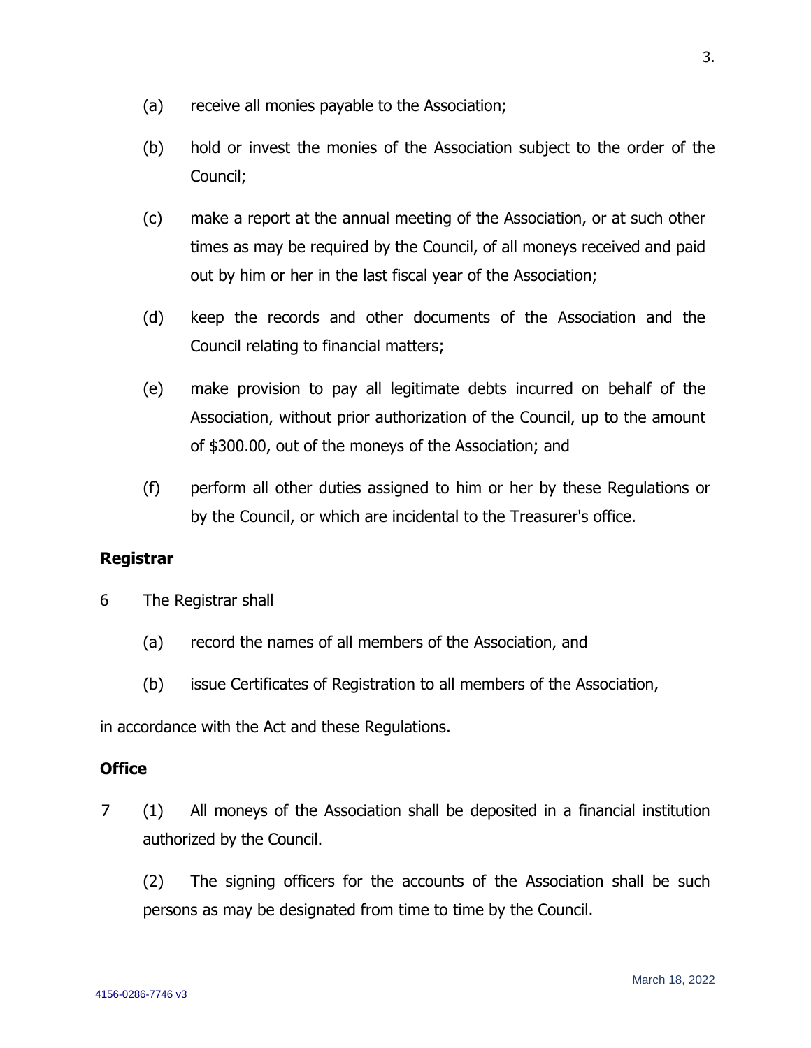(a) receive all monies payable to the Association;

(b) hold or invest the monies of the Association subject to the order of the Council;

(c) make a report at the annual meeting of the Association, or at such other times as may be required by the Council, of all moneys received and paid out by him or her in the last fiscal year of the Association;

(d) keep the records and other documents of the Association and the Council relating to financial matters;

(e) make provision to pay all legitimate debts incurred on behalf of the Association, without prior authorization of the Council, up to the amount of $300.00, out of the moneys of the Association; and

(f) perform all other duties assigned to him or her by these Regulations or by the Council, or which are incidental to the Treasurer's office.

**Registrar**

6 The Registrar shall

(a) record the names of all members of the Association, and

(b) issue Certificates of Registration to all members of the Association,

in accordance with the Act and these Regulations.

**Office**

7 (1) All moneys of the Association shall be deposited in a financial institution authorized by the Council.

(2) The signing officers for the accounts of the Association shall be such persons as may be designated from time to time by the Council.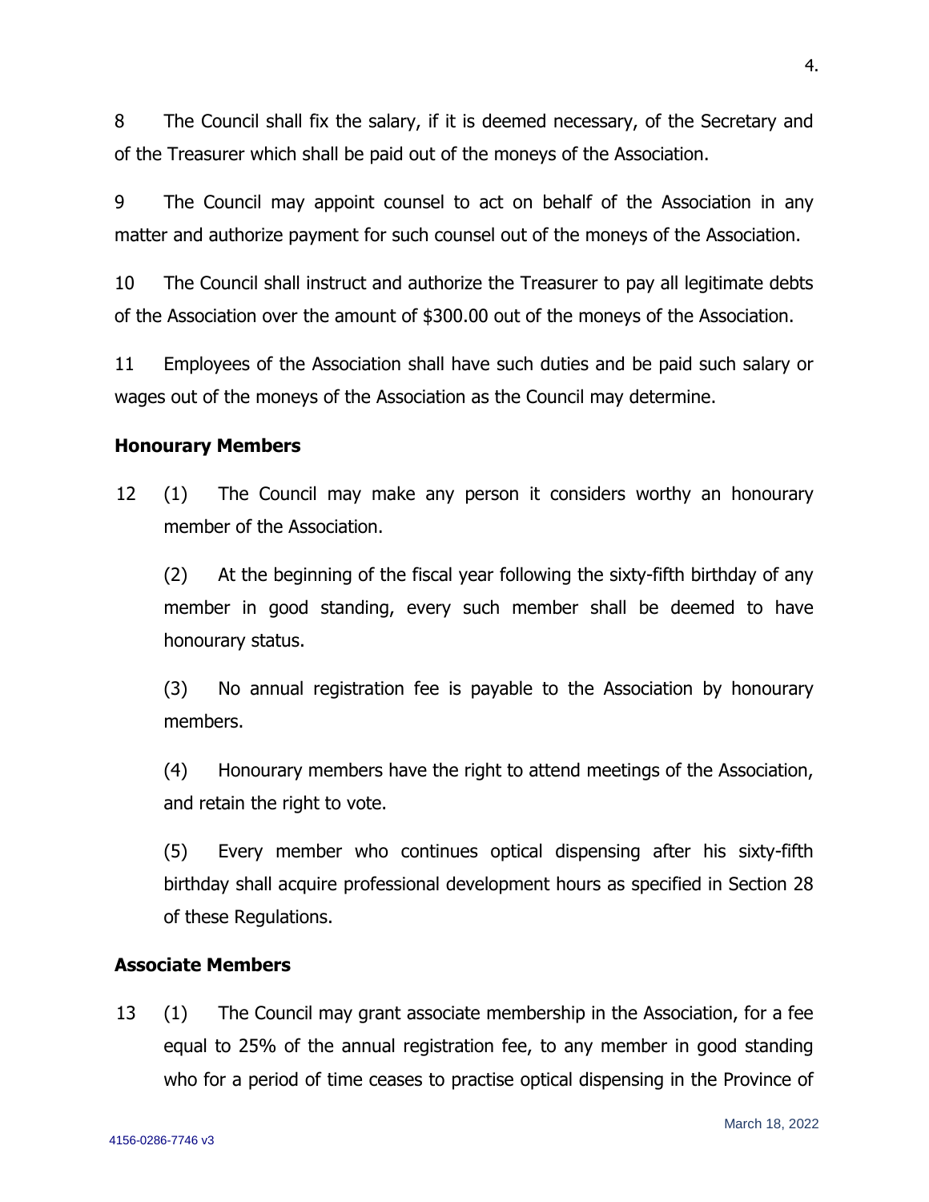8 The Council shall fix the salary, if it is deemed necessary, of the Secretary and of the Treasurer which shall be paid out of the moneys of the Association.

9 The Council may appoint counsel to act on behalf of the Association in any matter and authorize payment for such counsel out of the moneys of the Association.

10 The Council shall instruct and authorize the Treasurer to pay all legitimate debts of the Association over the amount of $300.00 out of the moneys of the Association.

11 Employees of the Association shall have such duties and be paid such salary or wages out of the moneys of the Association as the Council may determine.

**Honourary Members**

12 (1) The Council may make any person it considers worthy an honourary member of the Association.

(2) At the beginning of the fiscal year following the sixty-fifth birthday of any member in good standing, every such member shall be deemed to have honourary status.

(3) No annual registration fee is payable to the Association by honourary members.

(4) Honourary members have the right to attend meetings of the Association, and retain the right to vote.

(5) Every member who continues optical dispensing after his sixty-fifth birthday shall acquire professional development hours as specified in Section 28 of these Regulations.

**Associate Members**

13 (1) The Council may grant associate membership in the Association, for a fee equal to 25% of the annual registration fee, to any member in good standing who for a period of time ceases to practise optical dispensing in the Province of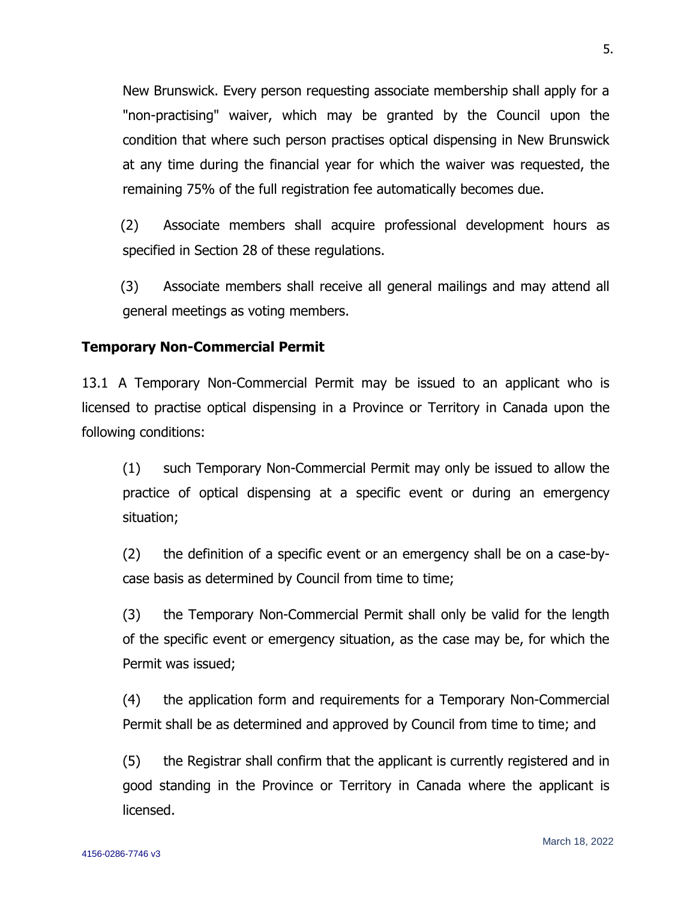New Brunswick. Every person requesting associate membership shall apply for a "non-practising" waiver, which may be granted by the Council upon the condition that where such person practises optical dispensing in New Brunswick at any time during the financial year for which the waiver was requested, the remaining 75% of the full registration fee automatically becomes due.

(2) Associate members shall acquire professional development hours as specified in Section 28 of these regulations.

(3) Associate members shall receive all general mailings and may attend all general meetings as voting members.

**Temporary Non-Commercial Permit**

13.1 A Temporary Non-Commercial Permit may be issued to an applicant who is licensed to practise optical dispensing in a Province or Territory in Canada upon the following conditions:

(1) such Temporary Non-Commercial Permit may only be issued to allow the practice of optical dispensing at a specific event or during an emergency situation;

(2) the definition of a specific event or an emergency shall be on a case-by-case basis as determined by Council from time to time;

(3) the Temporary Non-Commercial Permit shall only be valid for the length of the specific event or emergency situation, as the case may be, for which the Permit was issued;

(4) the application form and requirements for a Temporary Non-Commercial Permit shall be as determined and approved by Council from time to time; and

(5) the Registrar shall confirm that the applicant is currently registered and in good standing in the Province or Territory in Canada where the applicant is licensed.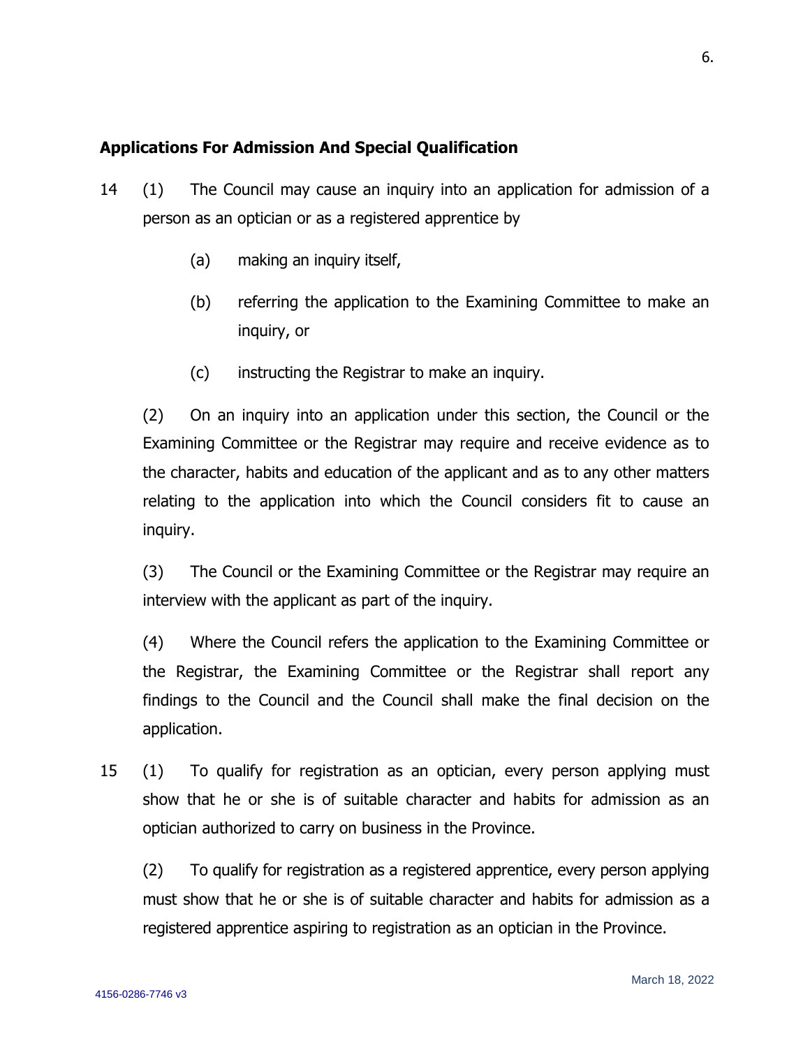## Applications For Admission And Special Qualification

14 (1) The Council may cause an inquiry into an application for admission of a person as an optician or as a registered apprentice by

(a) making an inquiry itself,

(b) referring the application to the Examining Committee to make an inquiry, or

(c) instructing the Registrar to make an inquiry.

(2) On an inquiry into an application under this section, the Council or the Examining Committee or the Registrar may require and receive evidence as to the character, habits and education of the applicant and as to any other matters relating to the application into which the Council considers fit to cause an inquiry.

(3) The Council or the Examining Committee or the Registrar may require an interview with the applicant as part of the inquiry.

(4) Where the Council refers the application to the Examining Committee or the Registrar, the Examining Committee or the Registrar shall report any findings to the Council and the Council shall make the final decision on the application.

15 (1) To qualify for registration as an optician, every person applying must show that he or she is of suitable character and habits for admission as an optician authorized to carry on business in the Province.

(2) To qualify for registration as a registered apprentice, every person applying must show that he or she is of suitable character and habits for admission as a registered apprentice aspiring to registration as an optician in the Province.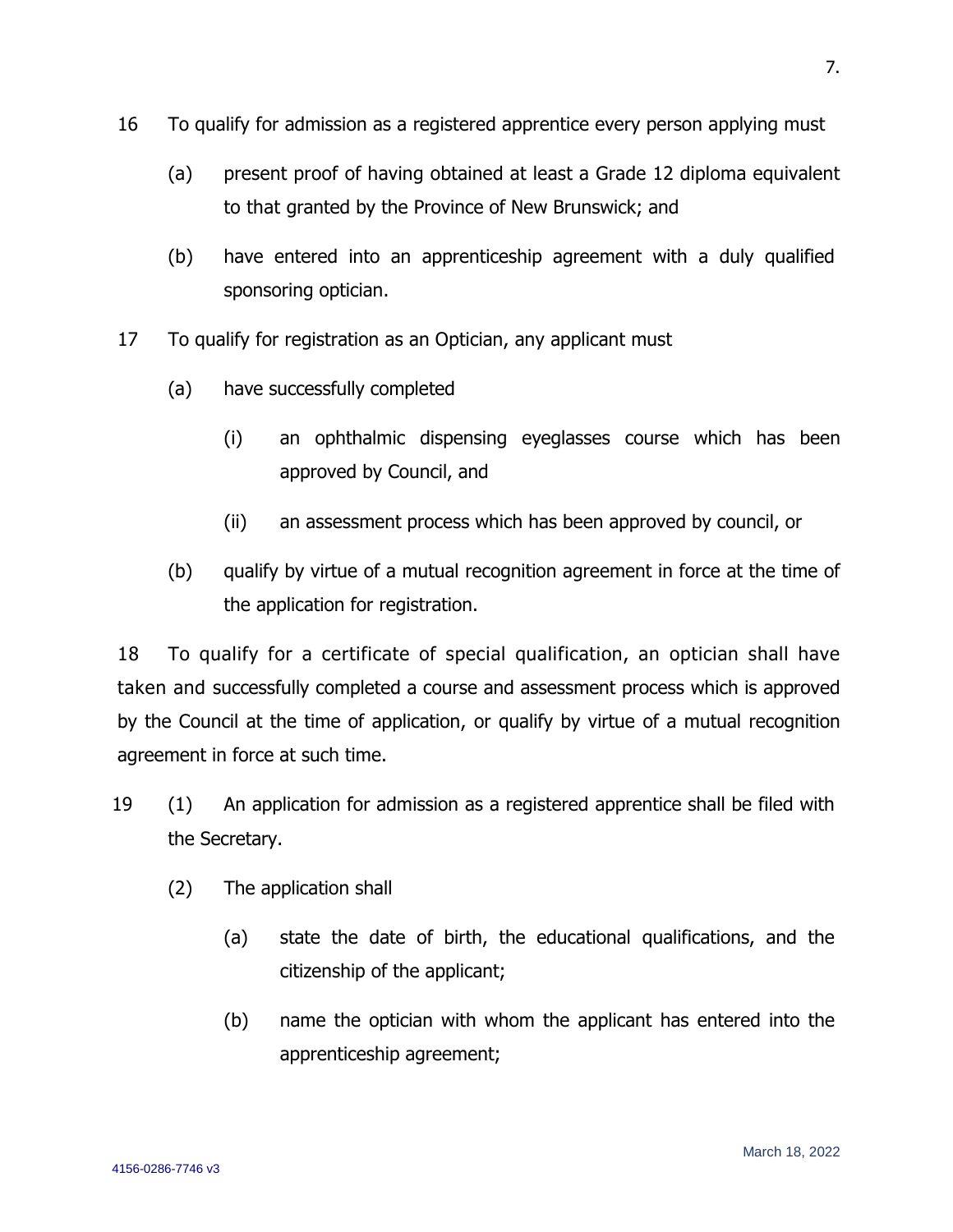16 To qualify for admission as a registered apprentice every person applying must

(a) present proof of having obtained at least a Grade 12 diploma equivalent to that granted by the Province of New Brunswick; and

(b) have entered into an apprenticeship agreement with a duly qualified sponsoring optician.

17 To qualify for registration as an Optician, any applicant must

(a) have successfully completed

(i) an ophthalmic dispensing eyeglasses course which has been approved by Council, and

(ii) an assessment process which has been approved by council, or

(b) qualify by virtue of a mutual recognition agreement in force at the time of the application for registration.

18 To qualify for a certificate of special qualification, an optician shall have taken and successfully completed a course and assessment process which is approved by the Council at the time of application, or qualify by virtue of a mutual recognition agreement in force at such time.

19 (1) An application for admission as a registered apprentice shall be filed with the Secretary.

(2) The application shall

(a) state the date of birth, the educational qualifications, and the citizenship of the applicant;

(b) name the optician with whom the applicant has entered into the apprenticeship agreement;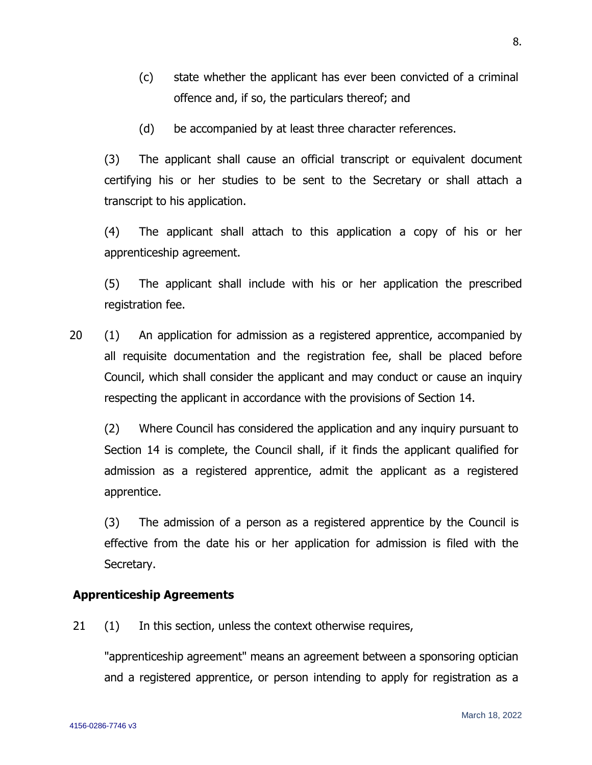(c) state whether the applicant has ever been convicted of a criminal offence and, if so, the particulars thereof; and

(d) be accompanied by at least three character references.

(3) The applicant shall cause an official transcript or equivalent document certifying his or her studies to be sent to the Secretary or shall attach a transcript to his application.

(4) The applicant shall attach to this application a copy of his or her apprenticeship agreement.

(5) The applicant shall include with his or her application the prescribed registration fee.

20 (1) An application for admission as a registered apprentice, accompanied by all requisite documentation and the registration fee, shall be placed before Council, which shall consider the applicant and may conduct or cause an inquiry respecting the applicant in accordance with the provisions of Section 14.

(2) Where Council has considered the application and any inquiry pursuant to Section 14 is complete, the Council shall, if it finds the applicant qualified for admission as a registered apprentice, admit the applicant as a registered apprentice.

(3) The admission of a person as a registered apprentice by the Council is effective from the date his or her application for admission is filed with the Secretary.

**Apprenticeship Agreements**

21 (1) In this section, unless the context otherwise requires,

"apprenticeship agreement" means an agreement between a sponsoring optician and a registered apprentice, or person intending to apply for registration as a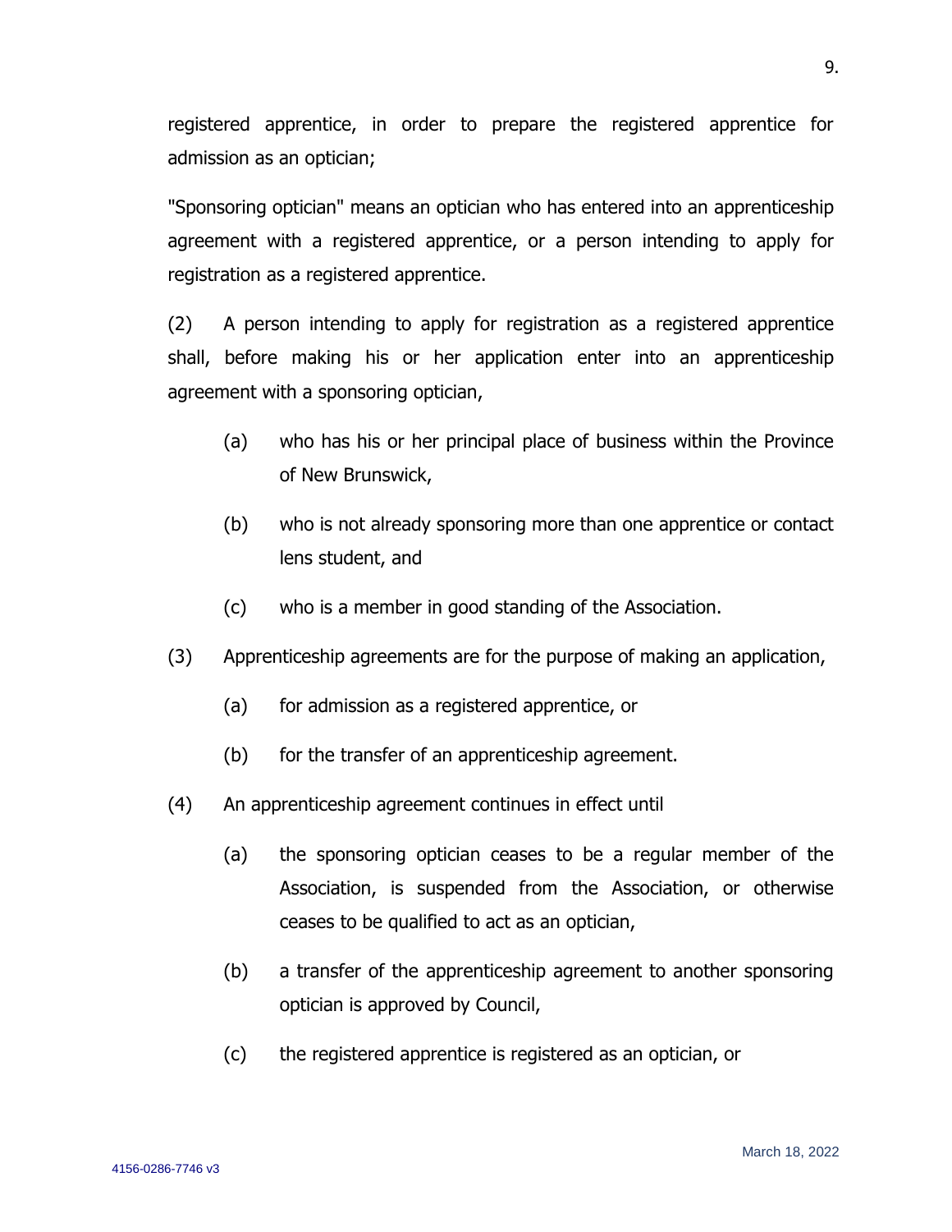registered apprentice, in order to prepare the registered apprentice for admission as an optician;

"Sponsoring optician" means an optician who has entered into an apprenticeship agreement with a registered apprentice, or a person intending to apply for registration as a registered apprentice.

(2) A person intending to apply for registration as a registered apprentice shall, before making his or her application enter into an apprenticeship agreement with a sponsoring optician,

(a) who has his or her principal place of business within the Province of New Brunswick,

(b) who is not already sponsoring more than one apprentice or contact lens student, and

(c) who is a member in good standing of the Association.

(3) Apprenticeship agreements are for the purpose of making an application,

(a) for admission as a registered apprentice, or

(b) for the transfer of an apprenticeship agreement.

(4) An apprenticeship agreement continues in effect until

(a) the sponsoring optician ceases to be a regular member of the Association, is suspended from the Association, or otherwise ceases to be qualified to act as an optician,

(b) a transfer of the apprenticeship agreement to another sponsoring optician is approved by Council,

(c) the registered apprentice is registered as an optician, or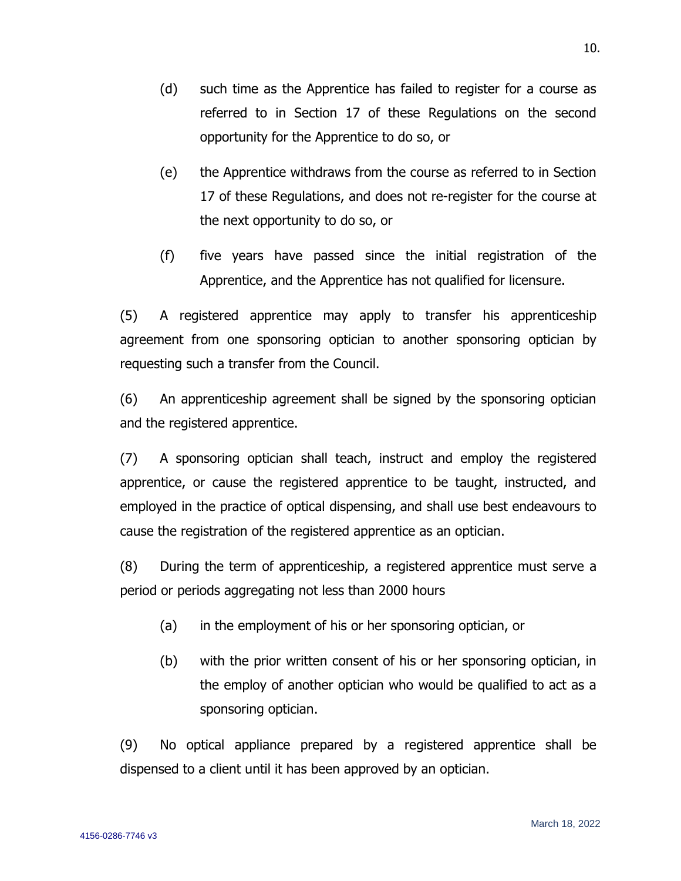(d) such time as the Apprentice has failed to register for a course as referred to in Section 17 of these Regulations on the second opportunity for the Apprentice to do so, or

(e) the Apprentice withdraws from the course as referred to in Section 17 of these Regulations, and does not re-register for the course at the next opportunity to do so, or

(f) five years have passed since the initial registration of the Apprentice, and the Apprentice has not qualified for licensure.

(5) A registered apprentice may apply to transfer his apprenticeship agreement from one sponsoring optician to another sponsoring optician by requesting such a transfer from the Council.

(6) An apprenticeship agreement shall be signed by the sponsoring optician and the registered apprentice.

(7) A sponsoring optician shall teach, instruct and employ the registered apprentice, or cause the registered apprentice to be taught, instructed, and employed in the practice of optical dispensing, and shall use best endeavours to cause the registration of the registered apprentice as an optician.

(8) During the term of apprenticeship, a registered apprentice must serve a period or periods aggregating not less than 2000 hours

(a) in the employment of his or her sponsoring optician, or

(b) with the prior written consent of his or her sponsoring optician, in the employ of another optician who would be qualified to act as a sponsoring optician.

(9) No optical appliance prepared by a registered apprentice shall be dispensed to a client until it has been approved by an optician.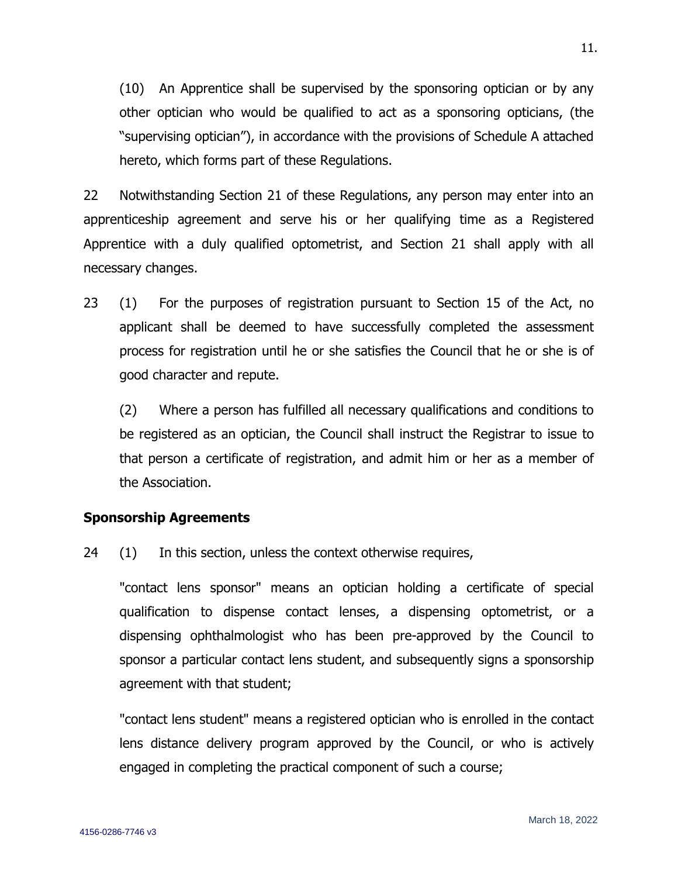(10) An Apprentice shall be supervised by the sponsoring optician or by any other optician who would be qualified to act as a sponsoring opticians, (the "supervising optician"), in accordance with the provisions of Schedule A attached hereto, which forms part of these Regulations.

22 Notwithstanding Section 21 of these Regulations, any person may enter into an apprenticeship agreement and serve his or her qualifying time as a Registered Apprentice with a duly qualified optometrist, and Section 21 shall apply with all necessary changes.

23 (1) For the purposes of registration pursuant to Section 15 of the Act, no applicant shall be deemed to have successfully completed the assessment process for registration until he or she satisfies the Council that he or she is of good character and repute.

(2) Where a person has fulfilled all necessary qualifications and conditions to be registered as an optician, the Council shall instruct the Registrar to issue to that person a certificate of registration, and admit him or her as a member of the Association.

**Sponsorship Agreements**

24 (1) In this section, unless the context otherwise requires,

"contact lens sponsor" means an optician holding a certificate of special qualification to dispense contact lenses, a dispensing optometrist, or a dispensing ophthalmologist who has been pre-approved by the Council to sponsor a particular contact lens student, and subsequently signs a sponsorship agreement with that student;

"contact lens student" means a registered optician who is enrolled in the contact lens distance delivery program approved by the Council, or who is actively engaged in completing the practical component of such a course;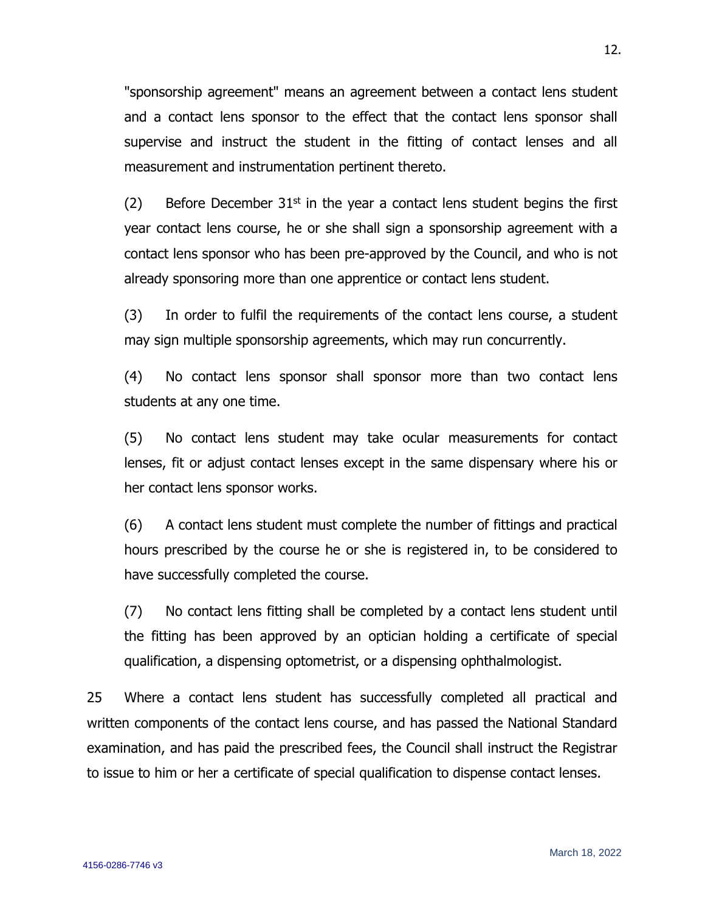"sponsorship agreement" means an agreement between a contact lens student and a contact lens sponsor to the effect that the contact lens sponsor shall supervise and instruct the student in the fitting of contact lenses and all measurement and instrumentation pertinent thereto.

(2) Before December 31st in the year a contact lens student begins the first year contact lens course, he or she shall sign a sponsorship agreement with a contact lens sponsor who has been pre-approved by the Council, and who is not already sponsoring more than one apprentice or contact lens student.

(3) In order to fulfil the requirements of the contact lens course, a student may sign multiple sponsorship agreements, which may run concurrently.

(4) No contact lens sponsor shall sponsor more than two contact lens students at any one time.

(5) No contact lens student may take ocular measurements for contact lenses, fit or adjust contact lenses except in the same dispensary where his or her contact lens sponsor works.

(6) A contact lens student must complete the number of fittings and practical hours prescribed by the course he or she is registered in, to be considered to have successfully completed the course.

(7) No contact lens fitting shall be completed by a contact lens student until the fitting has been approved by an optician holding a certificate of special qualification, a dispensing optometrist, or a dispensing ophthalmologist.

25 Where a contact lens student has successfully completed all practical and written components of the contact lens course, and has passed the National Standard examination, and has paid the prescribed fees, the Council shall instruct the Registrar to issue to him or her a certificate of special qualification to dispense contact lenses.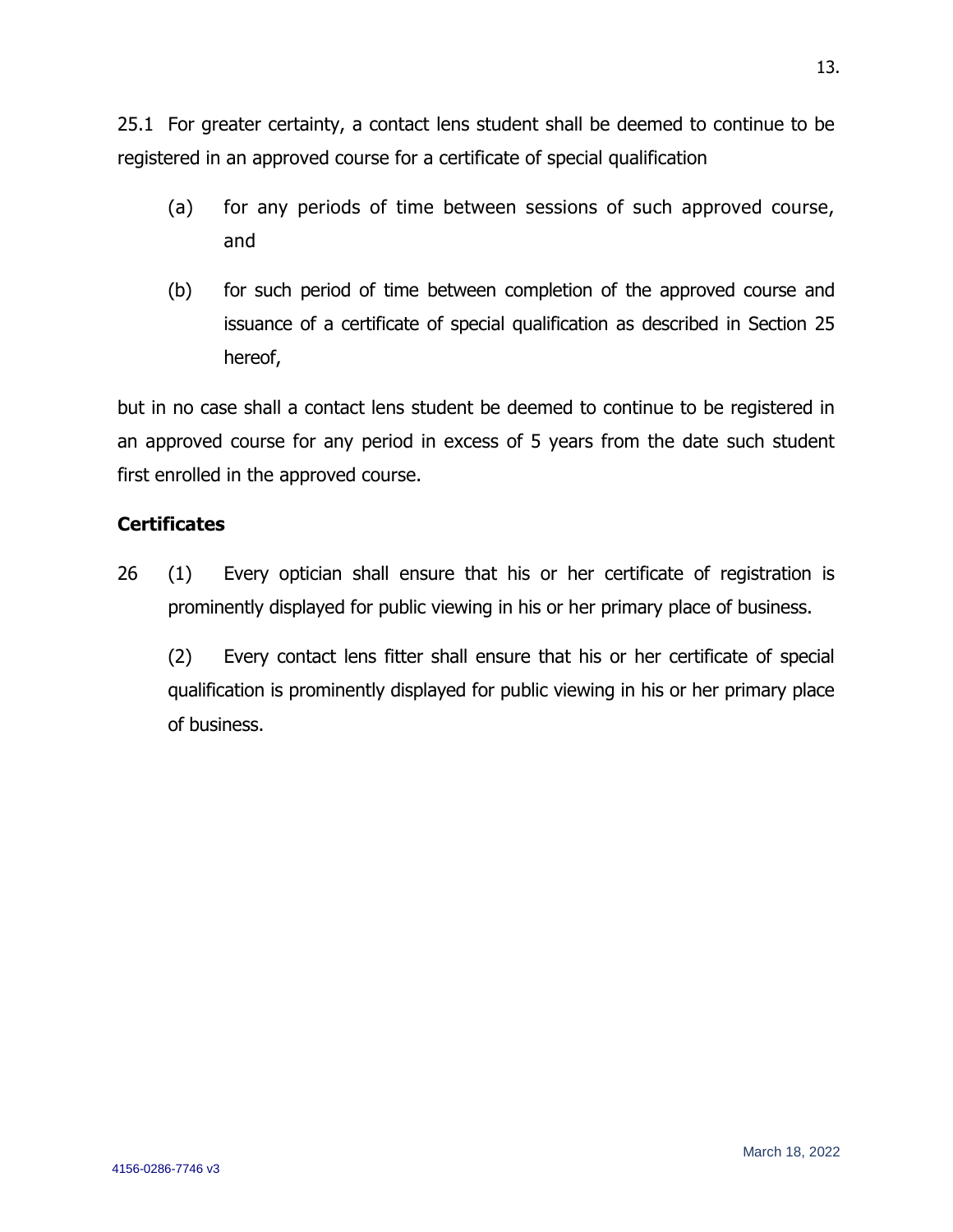25.1 For greater certainty, a contact lens student shall be deemed to continue to be registered in an approved course for a certificate of special qualification

(a) for any periods of time between sessions of such approved course, and

(b) for such period of time between completion of the approved course and issuance of a certificate of special qualification as described in Section 25 hereof,

but in no case shall a contact lens student be deemed to continue to be registered in an approved course for any period in excess of 5 years from the date such student first enrolled in the approved course.

**Certificates**

26 (1) Every optician shall ensure that his or her certificate of registration is prominently displayed for public viewing in his or her primary place of business.

(2) Every contact lens fitter shall ensure that his or her certificate of special qualification is prominently displayed for public viewing in his or her primary place of business.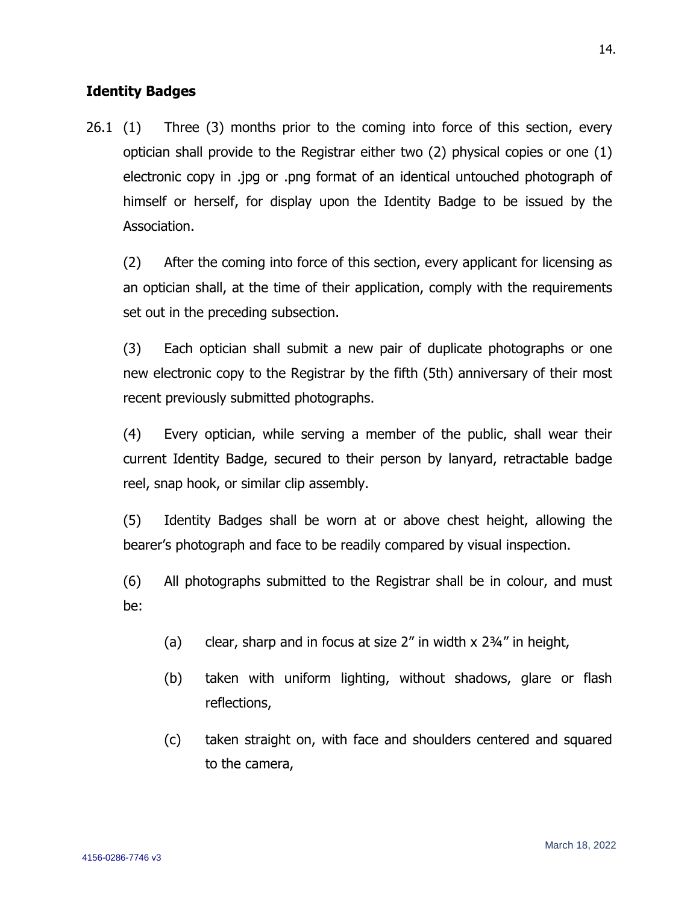**Identity Badges**

26.1 (1) Three (3) months prior to the coming into force of this section, every optician shall provide to the Registrar either two (2) physical copies or one (1) electronic copy in .jpg or .png format of an identical untouched photograph of himself or herself, for display upon the Identity Badge to be issued by the Association.

(2) After the coming into force of this section, every applicant for licensing as an optician shall, at the time of their application, comply with the requirements set out in the preceding subsection.

(3) Each optician shall submit a new pair of duplicate photographs or one new electronic copy to the Registrar by the fifth (5th) anniversary of their most recent previously submitted photographs.

(4) Every optician, while serving a member of the public, shall wear their current Identity Badge, secured to their person by lanyard, retractable badge reel, snap hook, or similar clip assembly.

(5) Identity Badges shall be worn at or above chest height, allowing the bearer's photograph and face to be readily compared by visual inspection.

(6) All photographs submitted to the Registrar shall be in colour, and must be:

(a) clear, sharp and in focus at size 2" in width x 2¾" in height,

(b) taken with uniform lighting, without shadows, glare or flash reflections,

(c) taken straight on, with face and shoulders centered and squared to the camera,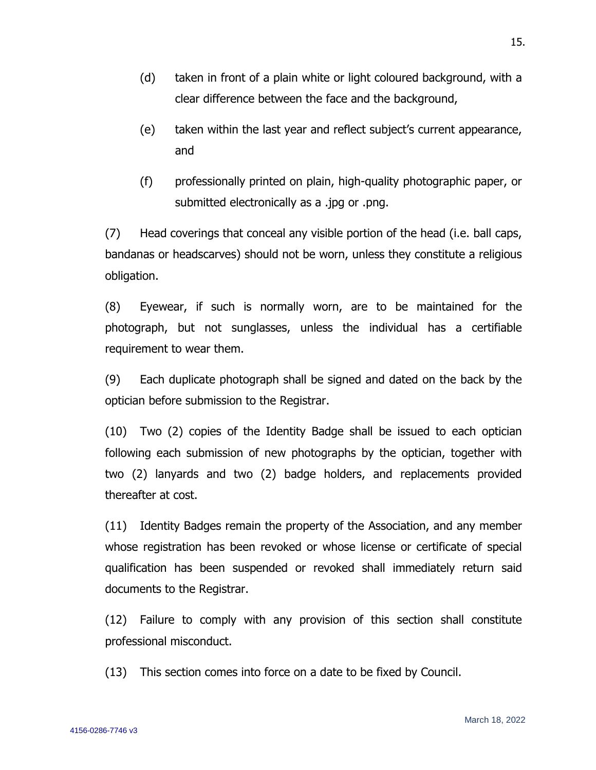(d) taken in front of a plain white or light coloured background, with a clear difference between the face and the background,

(e) taken within the last year and reflect subject's current appearance, and

(f) professionally printed on plain, high-quality photographic paper, or submitted electronically as a .jpg or .png.

(7) Head coverings that conceal any visible portion of the head (i.e. ball caps, bandanas or headscarves) should not be worn, unless they constitute a religious obligation.

(8) Eyewear, if such is normally worn, are to be maintained for the photograph, but not sunglasses, unless the individual has a certifiable requirement to wear them.

(9) Each duplicate photograph shall be signed and dated on the back by the optician before submission to the Registrar.

(10) Two (2) copies of the Identity Badge shall be issued to each optician following each submission of new photographs by the optician, together with two (2) lanyards and two (2) badge holders, and replacements provided thereafter at cost.

(11) Identity Badges remain the property of the Association, and any member whose registration has been revoked or whose license or certificate of special qualification has been suspended or revoked shall immediately return said documents to the Registrar.

(12) Failure to comply with any provision of this section shall constitute professional misconduct.

(13) This section comes into force on a date to be fixed by Council.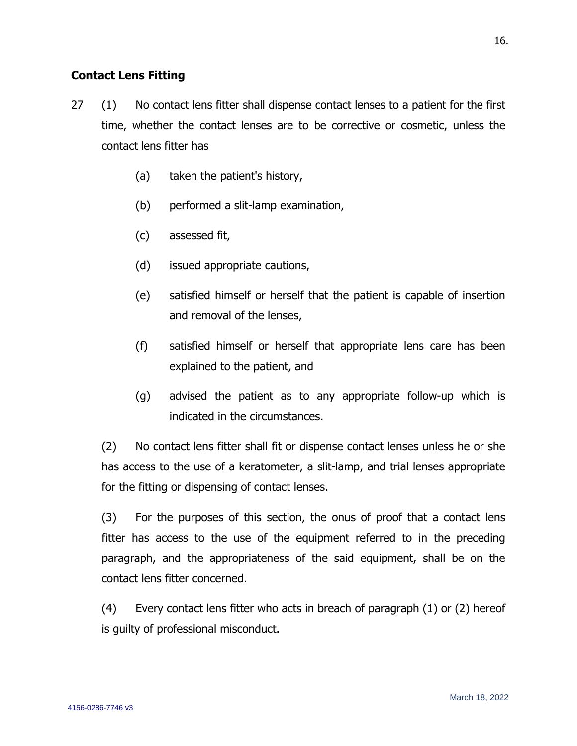**Contact Lens Fitting**

27 (1) No contact lens fitter shall dispense contact lenses to a patient for the first time, whether the contact lenses are to be corrective or cosmetic, unless the contact lens fitter has

(a) taken the patient's history,

(b) performed a slit-lamp examination,

(c) assessed fit,

(d) issued appropriate cautions,

(e) satisfied himself or herself that the patient is capable of insertion and removal of the lenses,

(f) satisfied himself or herself that appropriate lens care has been explained to the patient, and

(g) advised the patient as to any appropriate follow-up which is indicated in the circumstances.

(2) No contact lens fitter shall fit or dispense contact lenses unless he or she has access to the use of a keratometer, a slit-lamp, and trial lenses appropriate for the fitting or dispensing of contact lenses.

(3) For the purposes of this section, the onus of proof that a contact lens fitter has access to the use of the equipment referred to in the preceding paragraph, and the appropriateness of the said equipment, shall be on the contact lens fitter concerned.

(4) Every contact lens fitter who acts in breach of paragraph (1) or (2) hereof is guilty of professional misconduct.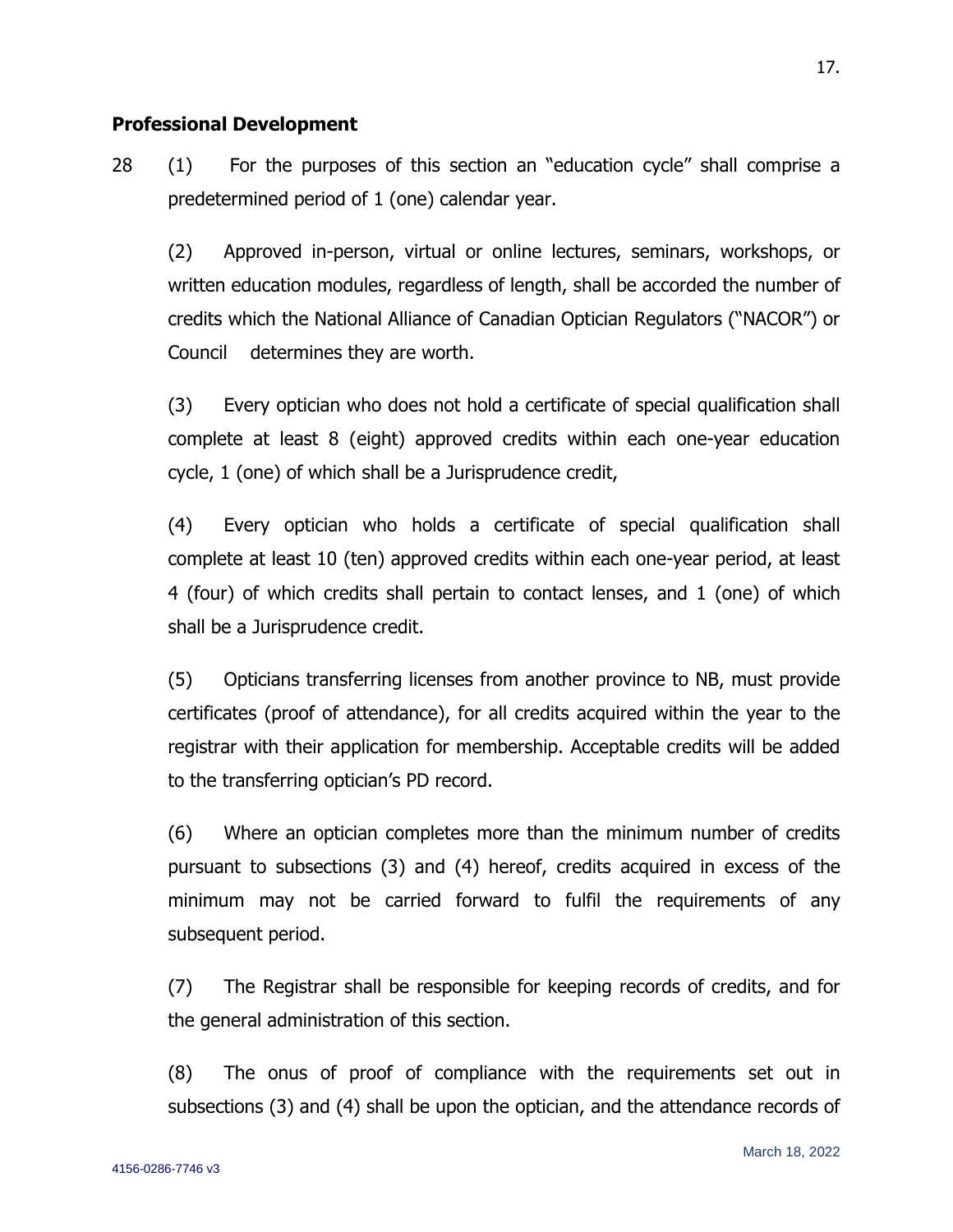**Professional Development**

28 (1) For the purposes of this section an "education cycle" shall comprise a predetermined period of 1 (one) calendar year.

(2) Approved in-person, virtual or online lectures, seminars, workshops, or written education modules, regardless of length, shall be accorded the number of credits which the National Alliance of Canadian Optician Regulators ("NACOR") or Council determines they are worth.

(3) Every optician who does not hold a certificate of special qualification shall complete at least 8 (eight) approved credits within each one-year education cycle, 1 (one) of which shall be a Jurisprudence credit,

(4) Every optician who holds a certificate of special qualification shall complete at least 10 (ten) approved credits within each one-year period, at least 4 (four) of which credits shall pertain to contact lenses, and 1 (one) of which shall be a Jurisprudence credit.

(5) Opticians transferring licenses from another province to NB, must provide certificates (proof of attendance), for all credits acquired within the year to the registrar with their application for membership. Acceptable credits will be added to the transferring optician's PD record.

(6) Where an optician completes more than the minimum number of credits pursuant to subsections (3) and (4) hereof, credits acquired in excess of the minimum may not be carried forward to fulfil the requirements of any subsequent period.

(7) The Registrar shall be responsible for keeping records of credits, and for the general administration of this section.

(8) The onus of proof of compliance with the requirements set out in subsections (3) and (4) shall be upon the optician, and the attendance records of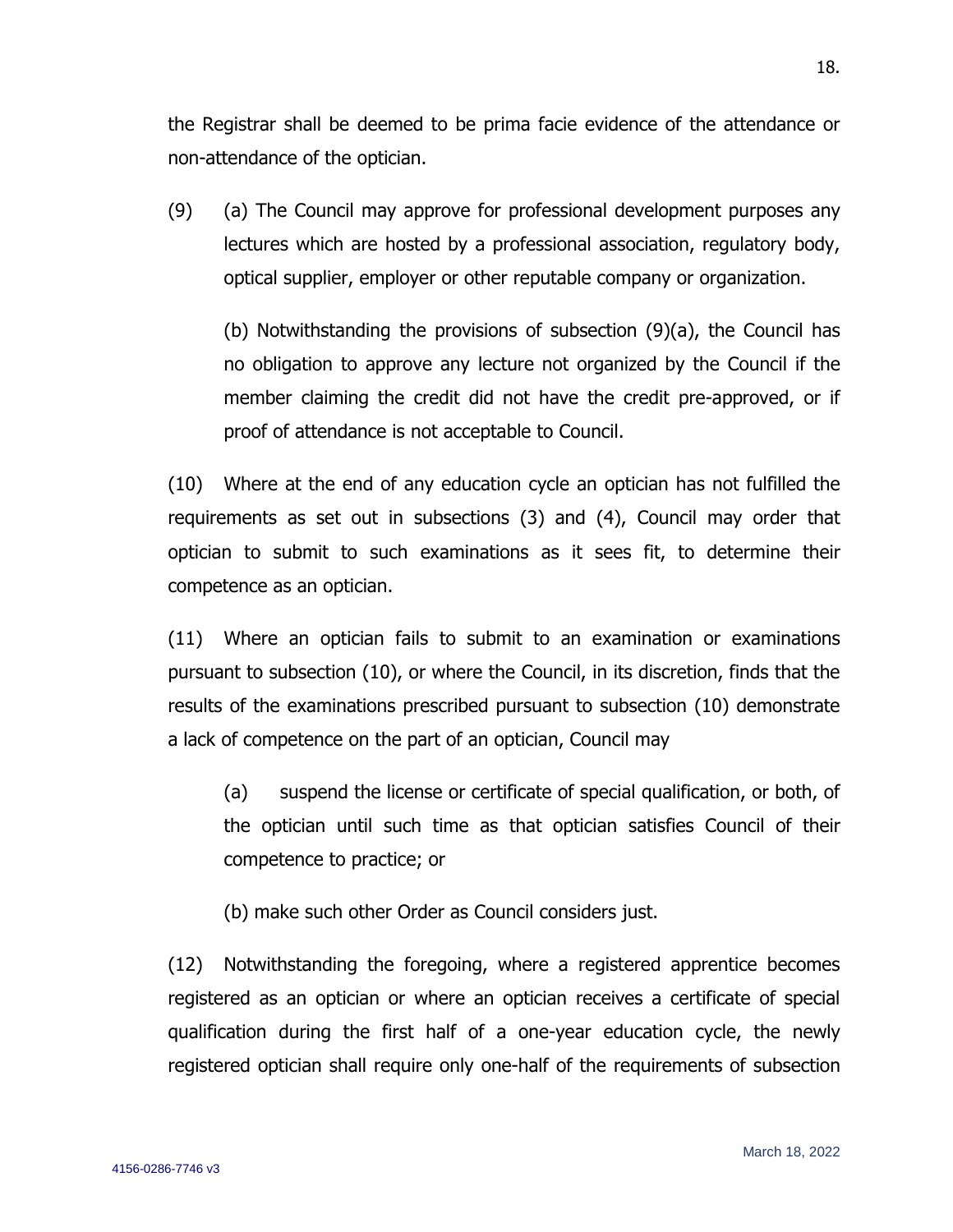the Registrar shall be deemed to be prima facie evidence of the attendance or non-attendance of the optician.

(9) (a) The Council may approve for professional development purposes any lectures which are hosted by a professional association, regulatory body, optical supplier, employer or other reputable company or organization.

(b) Notwithstanding the provisions of subsection (9)(a), the Council has no obligation to approve any lecture not organized by the Council if the member claiming the credit did not have the credit pre-approved, or if proof of attendance is not acceptable to Council.

(10) Where at the end of any education cycle an optician has not fulfilled the requirements as set out in subsections (3) and (4), Council may order that optician to submit to such examinations as it sees fit, to determine their competence as an optician.

(11) Where an optician fails to submit to an examination or examinations pursuant to subsection (10), or where the Council, in its discretion, finds that the results of the examinations prescribed pursuant to subsection (10) demonstrate a lack of competence on the part of an optician, Council may

(a) suspend the license or certificate of special qualification, or both, of the optician until such time as that optician satisfies Council of their competence to practice; or

(b) make such other Order as Council considers just.

(12) Notwithstanding the foregoing, where a registered apprentice becomes registered as an optician or where an optician receives a certificate of special qualification during the first half of a one-year education cycle, the newly registered optician shall require only one-half of the requirements of subsection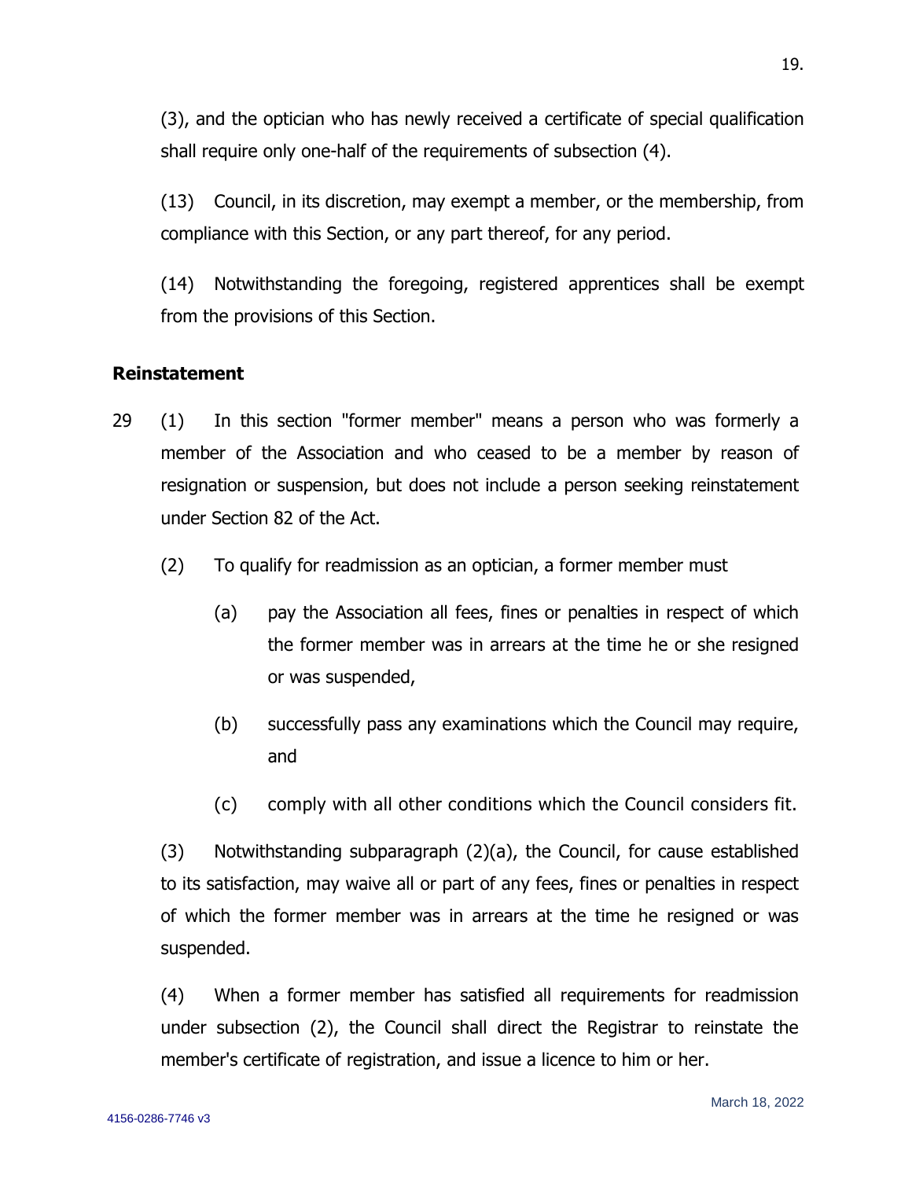(3), and the optician who has newly received a certificate of special qualification shall require only one-half of the requirements of subsection (4).

(13) Council, in its discretion, may exempt a member, or the membership, from compliance with this Section, or any part thereof, for any period.

(14) Notwithstanding the foregoing, registered apprentices shall be exempt from the provisions of this Section.

**Reinstatement**

29 (1) In this section "former member" means a person who was formerly a member of the Association and who ceased to be a member by reason of resignation or suspension, but does not include a person seeking reinstatement under Section 82 of the Act.

(2) To qualify for readmission as an optician, a former member must

(a) pay the Association all fees, fines or penalties in respect of which the former member was in arrears at the time he or she resigned or was suspended,

(b) successfully pass any examinations which the Council may require, and

(c) comply with all other conditions which the Council considers fit.

(3) Notwithstanding subparagraph (2)(a), the Council, for cause established to its satisfaction, may waive all or part of any fees, fines or penalties in respect of which the former member was in arrears at the time he resigned or was suspended.

(4) When a former member has satisfied all requirements for readmission under subsection (2), the Council shall direct the Registrar to reinstate the member's certificate of registration, and issue a licence to him or her.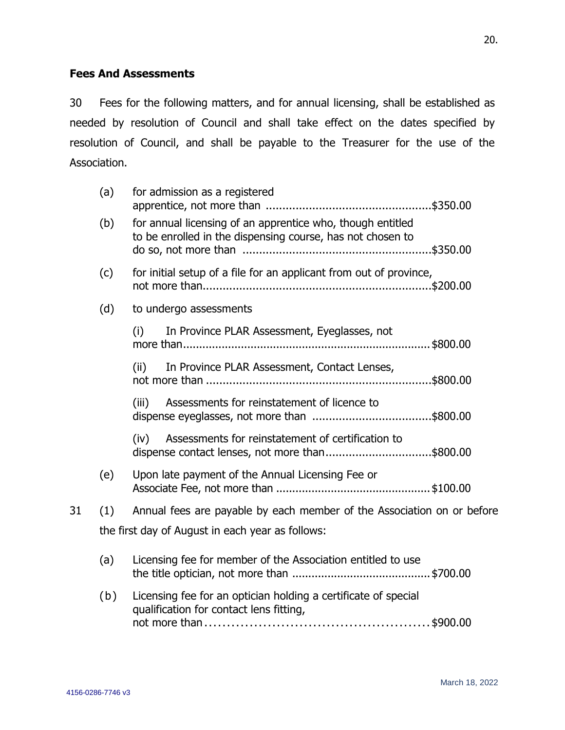## Fees And Assessments

30 Fees for the following matters, and for annual licensing, shall be established as needed by resolution of Council and shall take effect on the dates specified by resolution of Council, and shall be payable to the Treasurer for the use of the Association.

(a) for admission as a registered apprentice, not more than ..................................................$350.00

(b) for annual licensing of an apprentice who, though entitled to be enrolled in the dispensing course, has not chosen to do so, not more than ..........................................................$350.00

(c) for initial setup of a file for an applicant from out of province, not more than.....................................................................$200.00

(d) to undergo assessments

(i) In Province PLAR Assessment, Eyeglasses, not more than...........................................................................$800.00

(ii) In Province PLAR Assessment, Contact Lenses, not more than ....................................................................$800.00

(iii) Assessments for reinstatement of licence to dispense eyeglasses, not more than ....................................$800.00

(iv) Assessments for reinstatement of certification to dispense contact lenses, not more than................................$800.00

(e) Upon late payment of the Annual Licensing Fee or Associate Fee, not more than ................................................$100.00

31 (1) Annual fees are payable by each member of the Association on or before the first day of August in each year as follows:

(a) Licensing fee for member of the Association entitled to use the title optician, not more than ..........................................$700.00

(b) Licensing fee for an optician holding a certificate of special qualification for contact lens fitting, not more than...................................................$900.00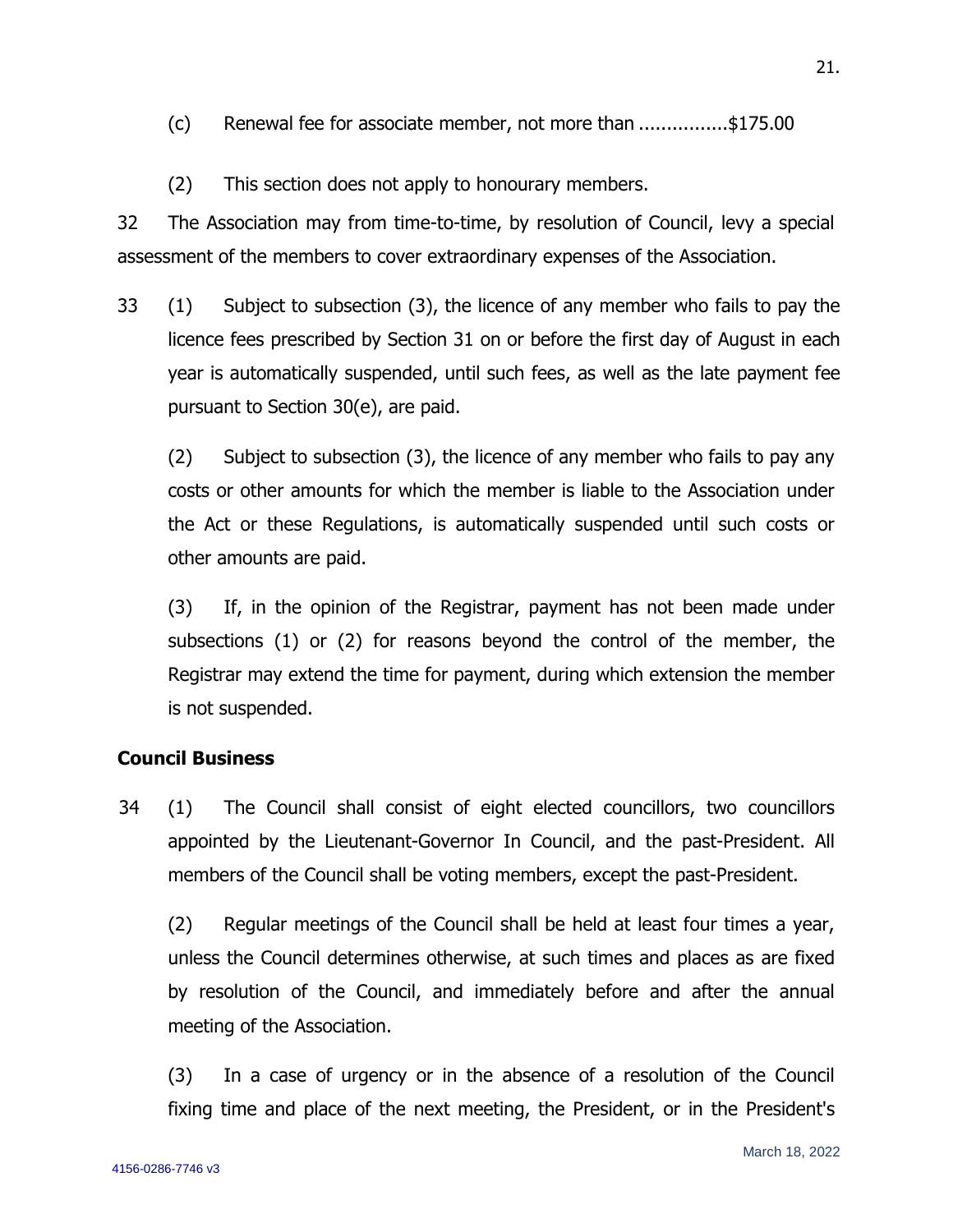(c) Renewal fee for associate member, not more than ................$175.00

(2) This section does not apply to honourary members.

32 The Association may from time-to-time, by resolution of Council, levy a special assessment of the members to cover extraordinary expenses of the Association.

33 (1) Subject to subsection (3), the licence of any member who fails to pay the licence fees prescribed by Section 31 on or before the first day of August in each year is automatically suspended, until such fees, as well as the late payment fee pursuant to Section 30(e), are paid.

(2) Subject to subsection (3), the licence of any member who fails to pay any costs or other amounts for which the member is liable to the Association under the Act or these Regulations, is automatically suspended until such costs or other amounts are paid.

(3) If, in the opinion of the Registrar, payment has not been made under subsections (1) or (2) for reasons beyond the control of the member, the Registrar may extend the time for payment, during which extension the member is not suspended.

**Council Business**

34 (1) The Council shall consist of eight elected councillors, two councillors appointed by the Lieutenant-Governor In Council, and the past-President. All members of the Council shall be voting members, except the past-President.

(2) Regular meetings of the Council shall be held at least four times a year, unless the Council determines otherwise, at such times and places as are fixed by resolution of the Council, and immediately before and after the annual meeting of the Association.

(3) In a case of urgency or in the absence of a resolution of the Council fixing time and place of the next meeting, the President, or in the President's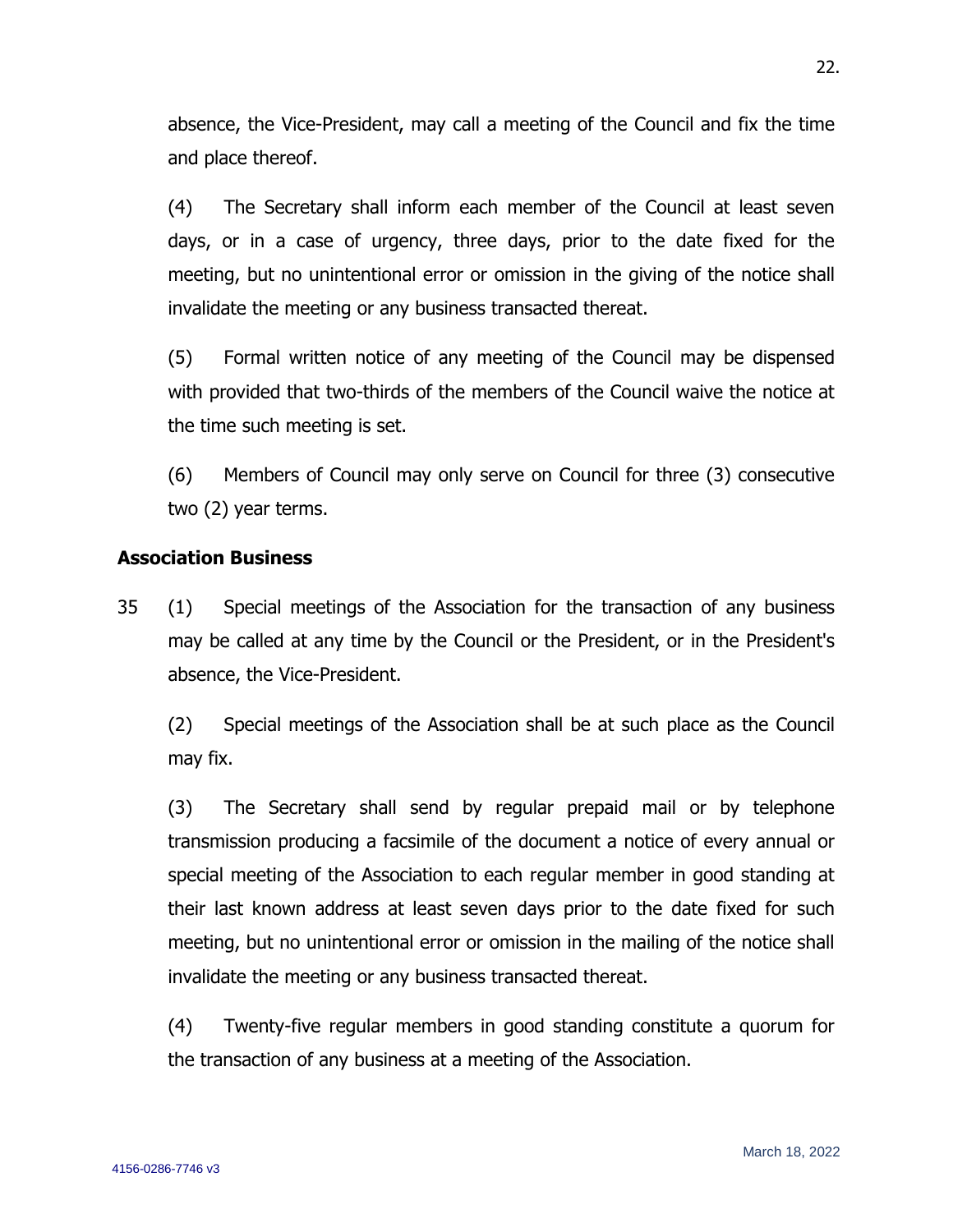absence, the Vice-President, may call a meeting of the Council and fix the time and place thereof.

(4) The Secretary shall inform each member of the Council at least seven days, or in a case of urgency, three days, prior to the date fixed for the meeting, but no unintentional error or omission in the giving of the notice shall invalidate the meeting or any business transacted thereat.

(5) Formal written notice of any meeting of the Council may be dispensed with provided that two-thirds of the members of the Council waive the notice at the time such meeting is set.

(6) Members of Council may only serve on Council for three (3) consecutive two (2) year terms.

**Association Business**

35 (1) Special meetings of the Association for the transaction of any business may be called at any time by the Council or the President, or in the President's absence, the Vice-President.

(2) Special meetings of the Association shall be at such place as the Council may fix.

(3) The Secretary shall send by regular prepaid mail or by telephone transmission producing a facsimile of the document a notice of every annual or special meeting of the Association to each regular member in good standing at their last known address at least seven days prior to the date fixed for such meeting, but no unintentional error or omission in the mailing of the notice shall invalidate the meeting or any business transacted thereat.

(4) Twenty-five regular members in good standing constitute a quorum for the transaction of any business at a meeting of the Association.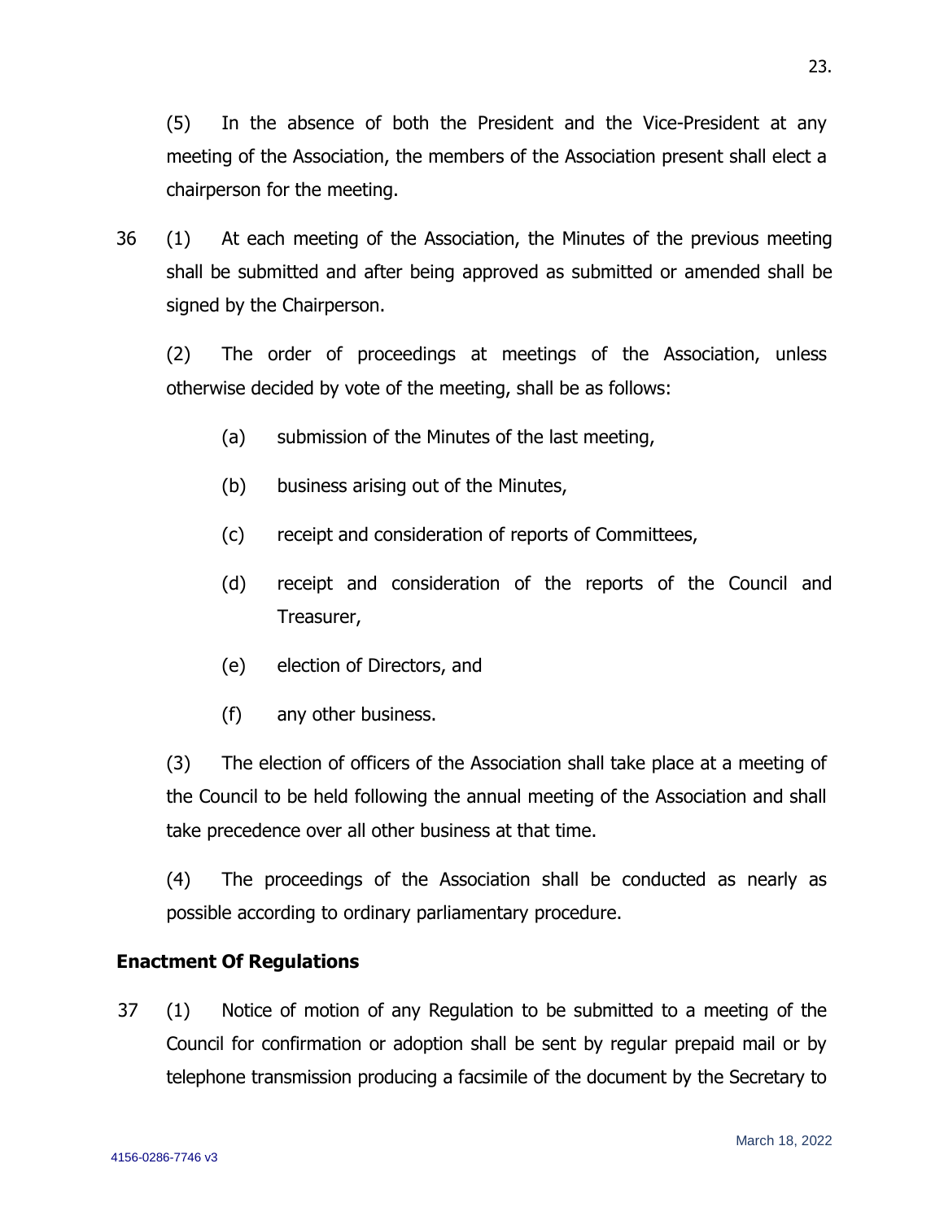(5) In the absence of both the President and the Vice-President at any meeting of the Association, the members of the Association present shall elect a chairperson for the meeting.

36 (1) At each meeting of the Association, the Minutes of the previous meeting shall be submitted and after being approved as submitted or amended shall be signed by the Chairperson.

(2) The order of proceedings at meetings of the Association, unless otherwise decided by vote of the meeting, shall be as follows:

- (a) submission of the Minutes of the last meeting,
- (b) business arising out of the Minutes,
- (c) receipt and consideration of reports of Committees,
- (d) receipt and consideration of the reports of the Council and Treasurer,
- (e) election of Directors, and
- (f) any other business.

(3) The election of officers of the Association shall take place at a meeting of the Council to be held following the annual meeting of the Association and shall take precedence over all other business at that time.

(4) The proceedings of the Association shall be conducted as nearly as possible according to ordinary parliamentary procedure.

**Enactment Of Regulations**

37 (1) Notice of motion of any Regulation to be submitted to a meeting of the Council for confirmation or adoption shall be sent by regular prepaid mail or by telephone transmission producing a facsimile of the document by the Secretary to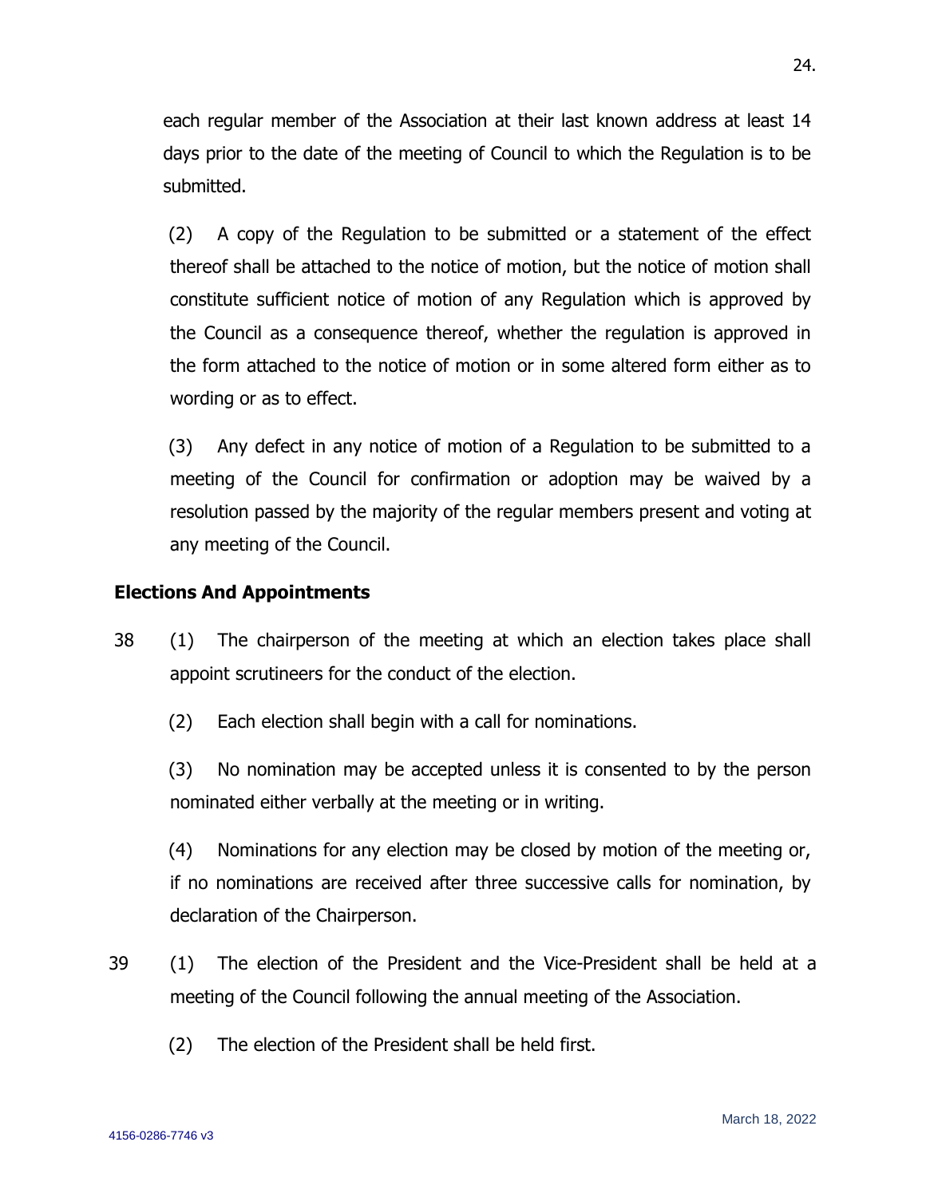each regular member of the Association at their last known address at least 14 days prior to the date of the meeting of Council to which the Regulation is to be submitted.

(2) A copy of the Regulation to be submitted or a statement of the effect thereof shall be attached to the notice of motion, but the notice of motion shall constitute sufficient notice of motion of any Regulation which is approved by the Council as a consequence thereof, whether the regulation is approved in the form attached to the notice of motion or in some altered form either as to wording or as to effect.

(3) Any defect in any notice of motion of a Regulation to be submitted to a meeting of the Council for confirmation or adoption may be waived by a resolution passed by the majority of the regular members present and voting at any meeting of the Council.

**Elections And Appointments**

38 (1) The chairperson of the meeting at which an election takes place shall appoint scrutineers for the conduct of the election.

(2) Each election shall begin with a call for nominations.

(3) No nomination may be accepted unless it is consented to by the person nominated either verbally at the meeting or in writing.

(4) Nominations for any election may be closed by motion of the meeting or, if no nominations are received after three successive calls for nomination, by declaration of the Chairperson.

39 (1) The election of the President and the Vice-President shall be held at a meeting of the Council following the annual meeting of the Association.

(2) The election of the President shall be held first.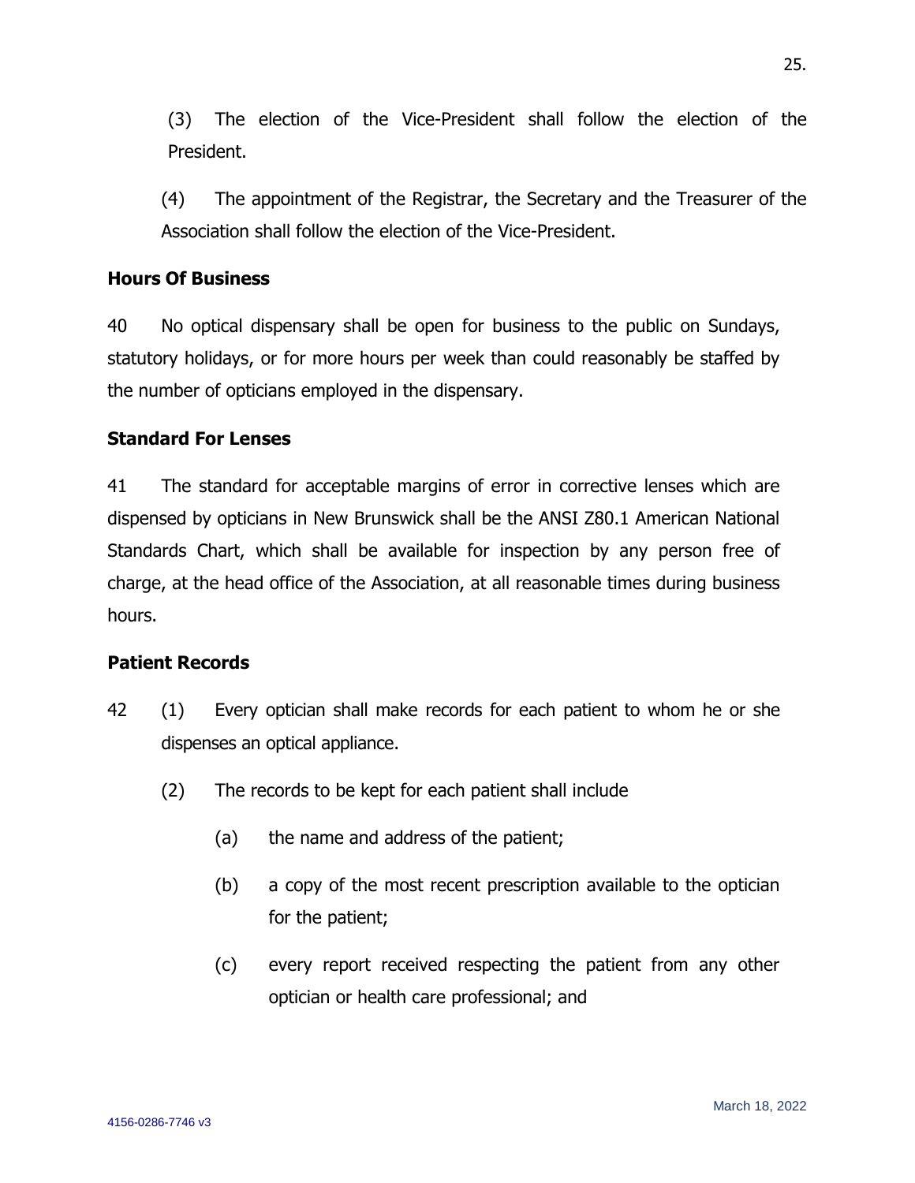(3) The election of the Vice-President shall follow the election of the President.

(4) The appointment of the Registrar, the Secretary and the Treasurer of the Association shall follow the election of the Vice-President.

**Hours Of Business**

40 No optical dispensary shall be open for business to the public on Sundays, statutory holidays, or for more hours per week than could reasonably be staffed by the number of opticians employed in the dispensary.

**Standard For Lenses**

41 The standard for acceptable margins of error in corrective lenses which are dispensed by opticians in New Brunswick shall be the ANSI Z80.1 American National Standards Chart, which shall be available for inspection by any person free of charge, at the head office of the Association, at all reasonable times during business hours.

**Patient Records**

42 (1) Every optician shall make records for each patient to whom he or she dispenses an optical appliance.

(2) The records to be kept for each patient shall include

(a) the name and address of the patient;

(b) a copy of the most recent prescription available to the optician for the patient;

(c) every report received respecting the patient from any other optician or health care professional; and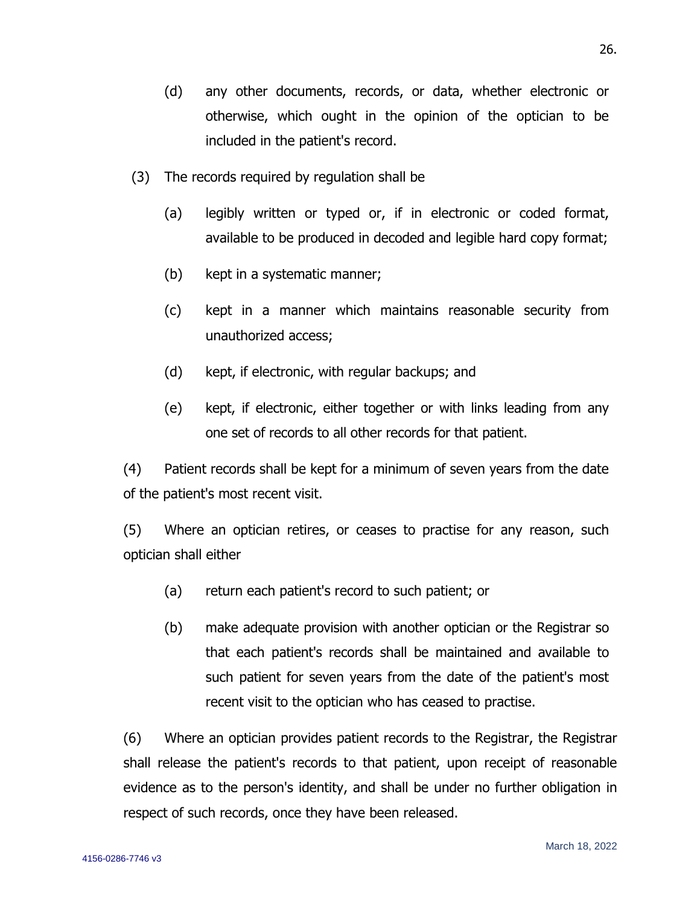(d) any other documents, records, or data, whether electronic or otherwise, which ought in the opinion of the optician to be included in the patient's record.

(3) The records required by regulation shall be

(a) legibly written or typed or, if in electronic or coded format, available to be produced in decoded and legible hard copy format;

(b) kept in a systematic manner;

(c) kept in a manner which maintains reasonable security from unauthorized access;

(d) kept, if electronic, with regular backups; and

(e) kept, if electronic, either together or with links leading from any one set of records to all other records for that patient.

(4) Patient records shall be kept for a minimum of seven years from the date of the patient's most recent visit.

(5) Where an optician retires, or ceases to practise for any reason, such optician shall either

(a) return each patient's record to such patient; or

(b) make adequate provision with another optician or the Registrar so that each patient's records shall be maintained and available to such patient for seven years from the date of the patient's most recent visit to the optician who has ceased to practise.

(6) Where an optician provides patient records to the Registrar, the Registrar shall release the patient's records to that patient, upon receipt of reasonable evidence as to the person's identity, and shall be under no further obligation in respect of such records, once they have been released.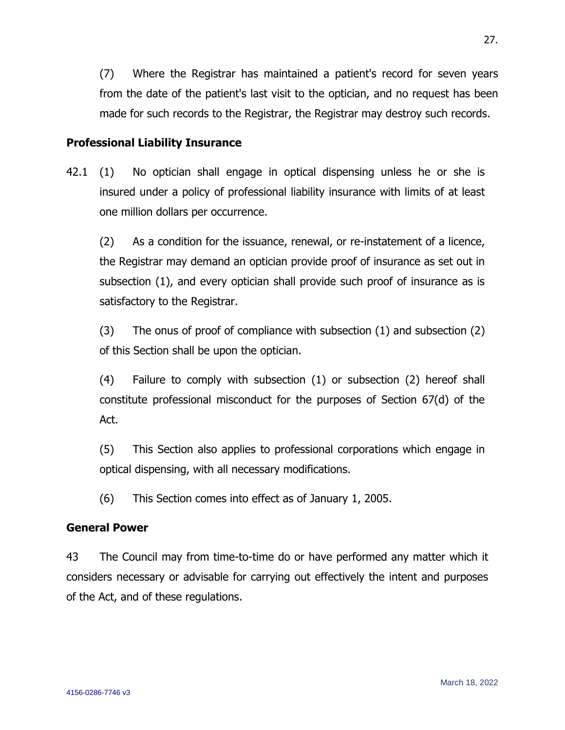(7) Where the Registrar has maintained a patient's record for seven years from the date of the patient's last visit to the optician, and no request has been made for such records to the Registrar, the Registrar may destroy such records.

## Professional Liability Insurance

42.1 (1) No optician shall engage in optical dispensing unless he or she is insured under a policy of professional liability insurance with limits of at least one million dollars per occurrence.

(2) As a condition for the issuance, renewal, or re-instatement of a licence, the Registrar may demand an optician provide proof of insurance as set out in subsection (1), and every optician shall provide such proof of insurance as is satisfactory to the Registrar.

(3) The onus of proof of compliance with subsection (1) and subsection (2) of this Section shall be upon the optician.

(4) Failure to comply with subsection (1) or subsection (2) hereof shall constitute professional misconduct for the purposes of Section 67(d) of the Act.

(5) This Section also applies to professional corporations which engage in optical dispensing, with all necessary modifications.

(6) This Section comes into effect as of January 1, 2005.

## General Power

43 The Council may from time-to-time do or have performed any matter which it considers necessary or advisable for carrying out effectively the intent and purposes of the Act, and of these regulations.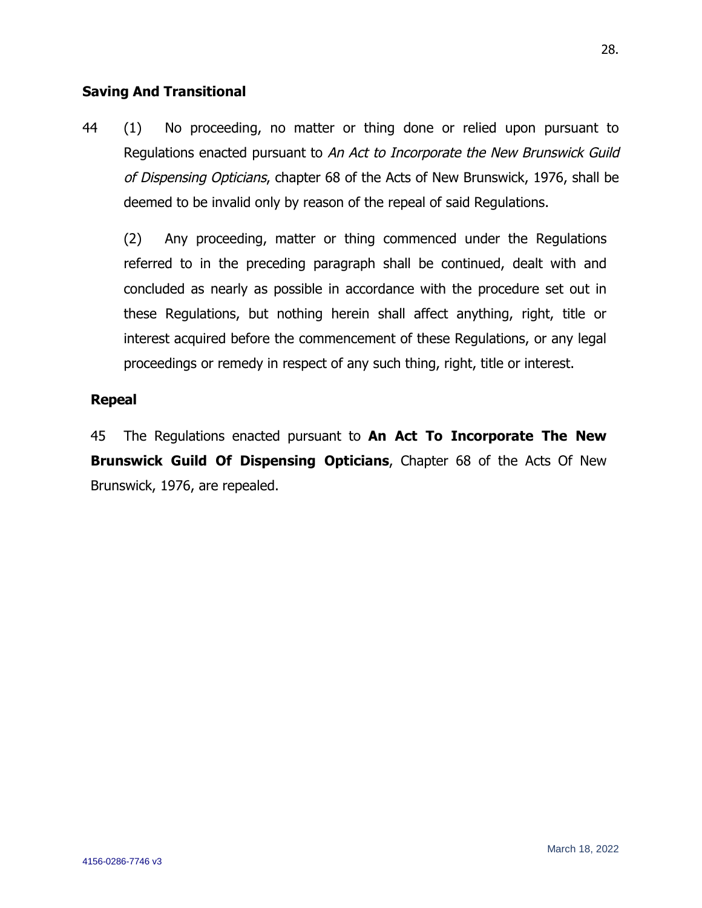**Saving And Transitional**

44 (1) No proceeding, no matter or thing done or relied upon pursuant to Regulations enacted pursuant to *An Act to Incorporate the New Brunswick Guild of Dispensing Opticians*, chapter 68 of the Acts of New Brunswick, 1976, shall be deemed to be invalid only by reason of the repeal of said Regulations.

(2) Any proceeding, matter or thing commenced under the Regulations referred to in the preceding paragraph shall be continued, dealt with and concluded as nearly as possible in accordance with the procedure set out in these Regulations, but nothing herein shall affect anything, right, title or interest acquired before the commencement of these Regulations, or any legal proceedings or remedy in respect of any such thing, right, title or interest.

**Repeal**

45 The Regulations enacted pursuant to **An Act To Incorporate The New Brunswick Guild Of Dispensing Opticians**, Chapter 68 of the Acts Of New Brunswick, 1976, are repealed.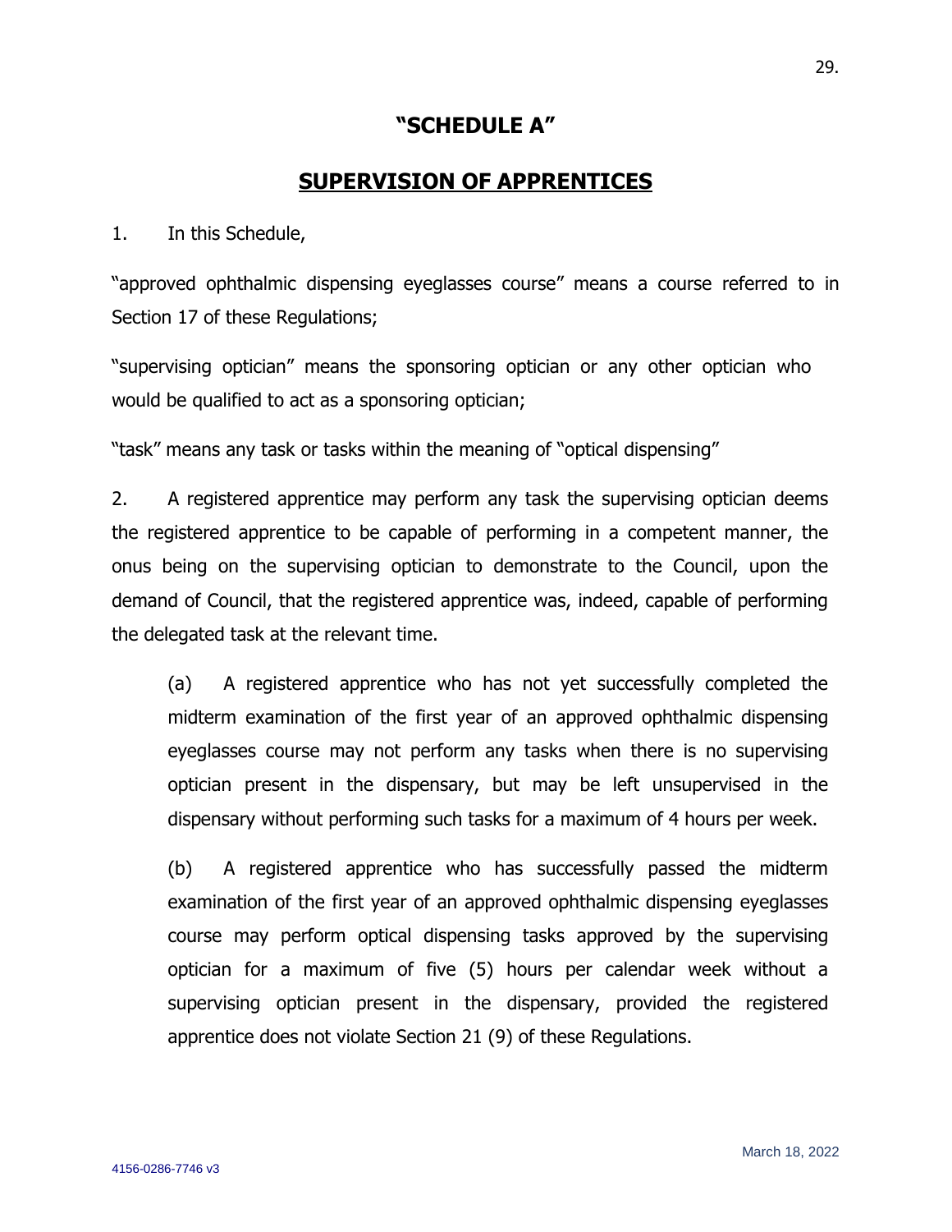# "SCHEDULE A"

## SUPERVISION OF APPRENTICES

1. In this Schedule,

"approved ophthalmic dispensing eyeglasses course" means a course referred to in Section 17 of these Regulations;

"supervising optician" means the sponsoring optician or any other optician who would be qualified to act as a sponsoring optician;

"task" means any task or tasks within the meaning of "optical dispensing"

2. A registered apprentice may perform any task the supervising optician deems the registered apprentice to be capable of performing in a competent manner, the onus being on the supervising optician to demonstrate to the Council, upon the demand of Council, that the registered apprentice was, indeed, capable of performing the delegated task at the relevant time.

(a) A registered apprentice who has not yet successfully completed the midterm examination of the first year of an approved ophthalmic dispensing eyeglasses course may not perform any tasks when there is no supervising optician present in the dispensary, but may be left unsupervised in the dispensary without performing such tasks for a maximum of 4 hours per week.

(b) A registered apprentice who has successfully passed the midterm examination of the first year of an approved ophthalmic dispensing eyeglasses course may perform optical dispensing tasks approved by the supervising optician for a maximum of five (5) hours per calendar week without a supervising optician present in the dispensary, provided the registered apprentice does not violate Section 21 (9) of these Regulations.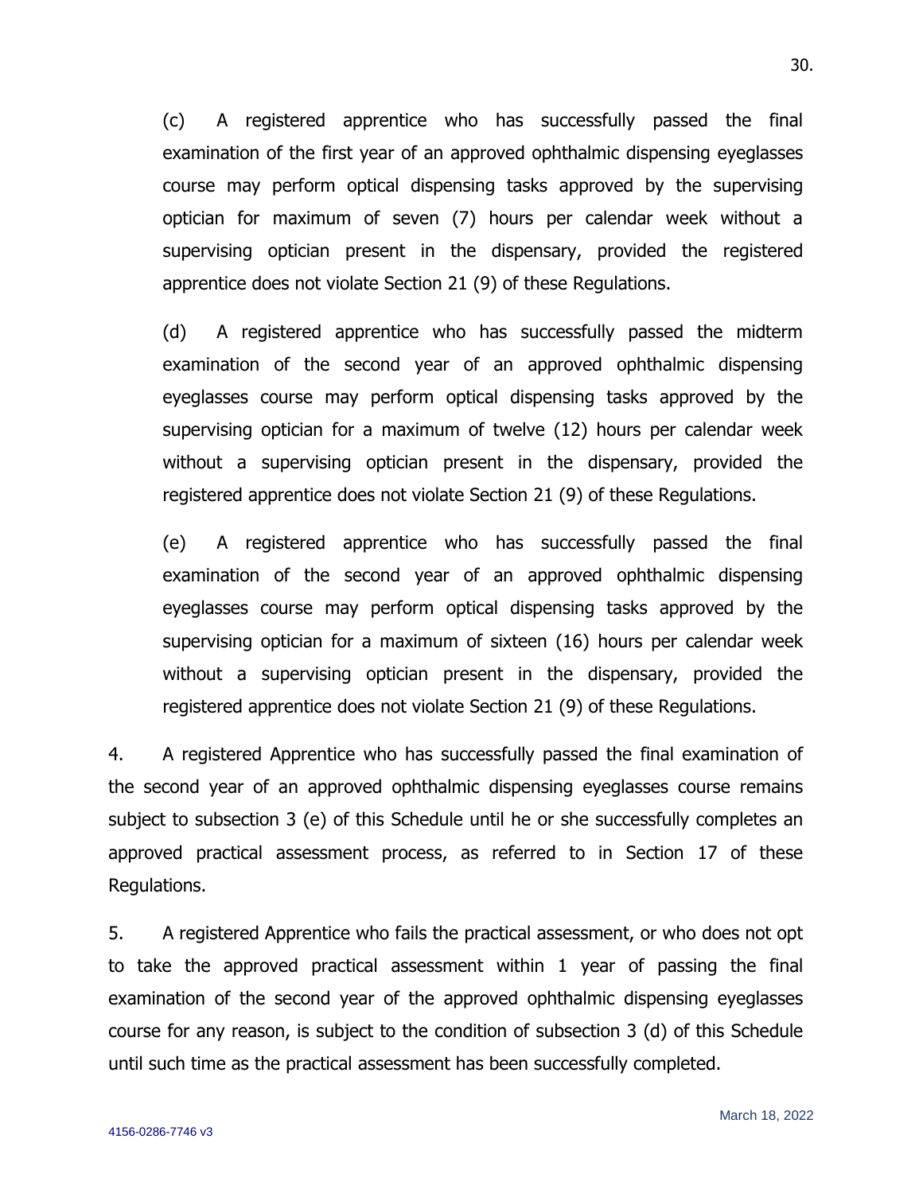(c) A registered apprentice who has successfully passed the final examination of the first year of an approved ophthalmic dispensing eyeglasses course may perform optical dispensing tasks approved by the supervising optician for maximum of seven (7) hours per calendar week without a supervising optician present in the dispensary, provided the registered apprentice does not violate Section 21 (9) of these Regulations.

(d) A registered apprentice who has successfully passed the midterm examination of the second year of an approved ophthalmic dispensing eyeglasses course may perform optical dispensing tasks approved by the supervising optician for a maximum of twelve (12) hours per calendar week without a supervising optician present in the dispensary, provided the registered apprentice does not violate Section 21 (9) of these Regulations.

(e) A registered apprentice who has successfully passed the final examination of the second year of an approved ophthalmic dispensing eyeglasses course may perform optical dispensing tasks approved by the supervising optician for a maximum of sixteen (16) hours per calendar week without a supervising optician present in the dispensary, provided the registered apprentice does not violate Section 21 (9) of these Regulations.

4. A registered Apprentice who has successfully passed the final examination of the second year of an approved ophthalmic dispensing eyeglasses course remains subject to subsection 3 (e) of this Schedule until he or she successfully completes an approved practical assessment process, as referred to in Section 17 of these Regulations.

5. A registered Apprentice who fails the practical assessment, or who does not opt to take the approved practical assessment within 1 year of passing the final examination of the second year of the approved ophthalmic dispensing eyeglasses course for any reason, is subject to the condition of subsection 3 (d) of this Schedule until such time as the practical assessment has been successfully completed.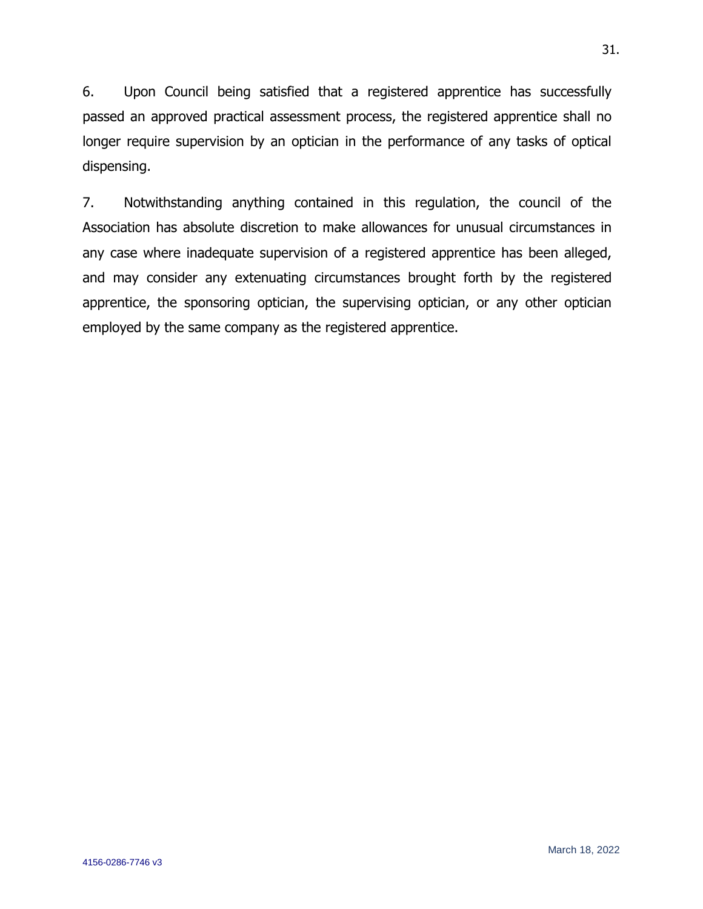6. Upon Council being satisfied that a registered apprentice has successfully passed an approved practical assessment process, the registered apprentice shall no longer require supervision by an optician in the performance of any tasks of optical dispensing.

7. Notwithstanding anything contained in this regulation, the council of the Association has absolute discretion to make allowances for unusual circumstances in any case where inadequate supervision of a registered apprentice has been alleged, and may consider any extenuating circumstances brought forth by the registered apprentice, the sponsoring optician, the supervising optician, or any other optician employed by the same company as the registered apprentice.